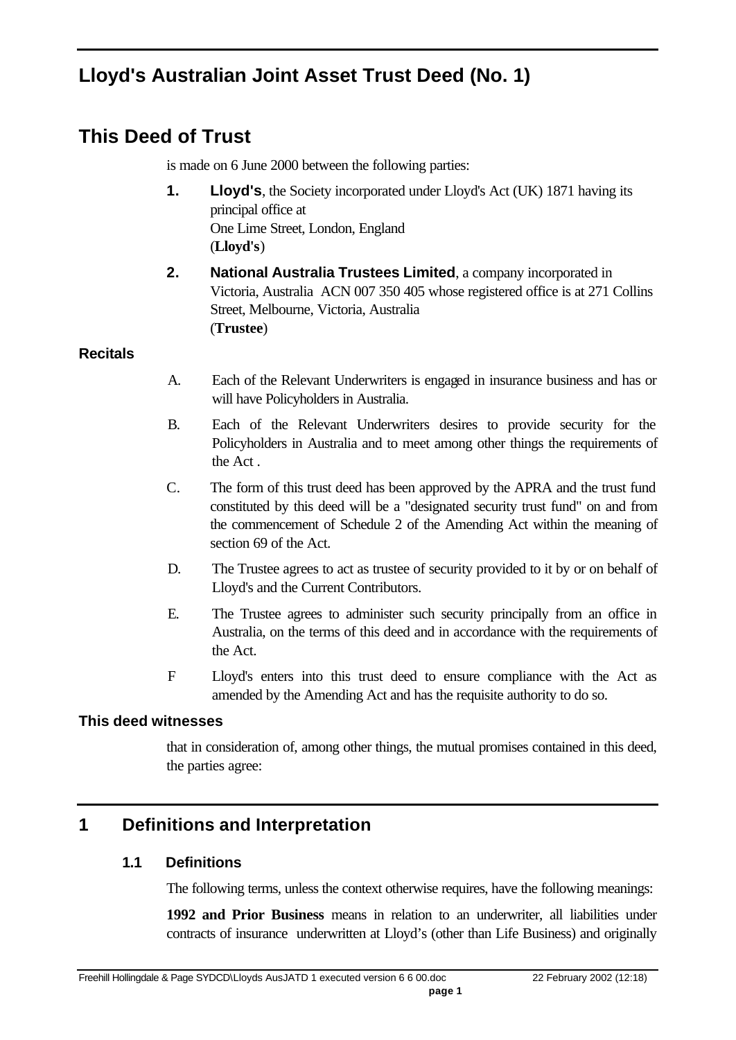# Lloyd's Australian Joint Asset Trust Deed (No. 1)

# This Deed of Trust

is made on 6 June 2000 between the following parties:

1. **Lloyd's**, the Society incorporated under Lloyd's Act (UK) 1871 having its principal office at
   One Lime Street, London, England
   (**Lloyd's**)

2. **National Australia Trustees Limited**, a company incorporated in Victoria, Australia ACN 007 350 405 whose registered office is at 271 Collins Street, Melbourne, Victoria, Australia
   (**Trustee**)

### Recitals

A. Each of the Relevant Underwriters is engaged in insurance business and has or will have Policyholders in Australia.

B. Each of the Relevant Underwriters desires to provide security for the Policyholders in Australia and to meet among other things the requirements of the Act .

C. The form of this trust deed has been approved by the APRA and the trust fund constituted by this deed will be a "designated security trust fund" on and from the commencement of Schedule 2 of the Amending Act within the meaning of section 69 of the Act.

D. The Trustee agrees to act as trustee of security provided to it by or on behalf of Lloyd's and the Current Contributors.

E. The Trustee agrees to administer such security principally from an office in Australia, on the terms of this deed and in accordance with the requirements of the Act.

F Lloyd's enters into this trust deed to ensure compliance with the Act as amended by the Amending Act and has the requisite authority to do so.

### This deed witnesses

that in consideration of, among other things, the mutual promises contained in this deed, the parties agree:

## 1 Definitions and Interpretation

### 1.1 Definitions

The following terms, unless the context otherwise requires, have the following meanings:

**1992 and Prior Business** means in relation to an underwriter, all liabilities under contracts of insurance underwritten at Lloyd's (other than Life Business) and originally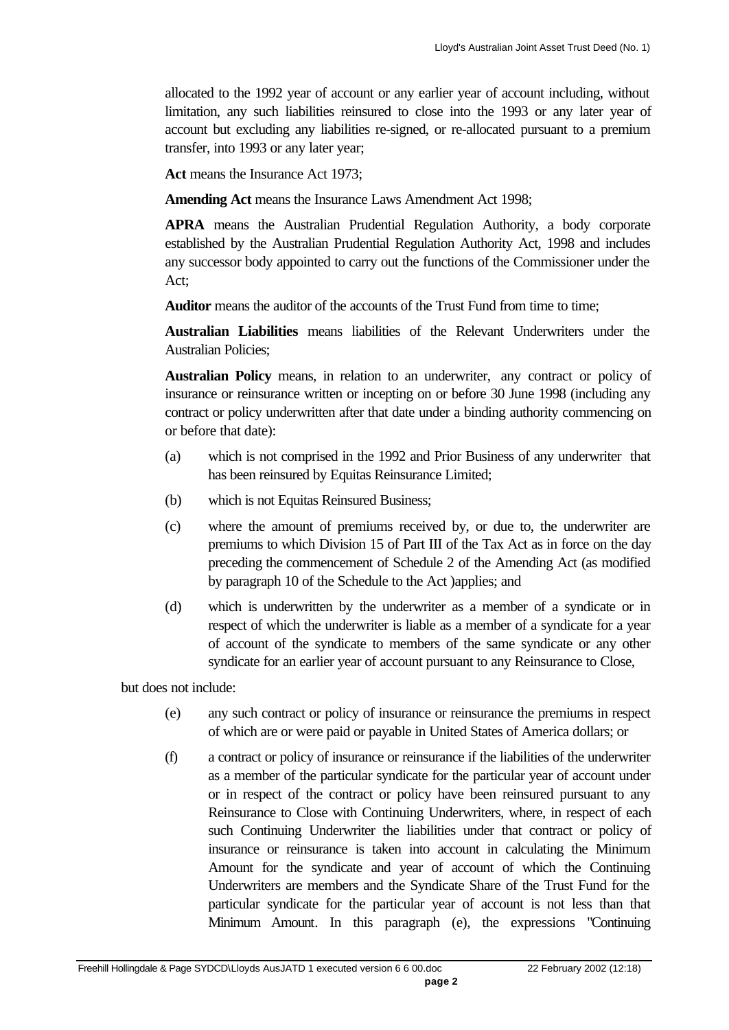allocated to the 1992 year of account or any earlier year of account including, without limitation, any such liabilities reinsured to close into the 1993 or any later year of account but excluding any liabilities re-signed, or re-allocated pursuant to a premium transfer, into 1993 or any later year;

**Act** means the Insurance Act 1973;

**Amending Act** means the Insurance Laws Amendment Act 1998;

**APRA** means the Australian Prudential Regulation Authority, a body corporate established by the Australian Prudential Regulation Authority Act, 1998 and includes any successor body appointed to carry out the functions of the Commissioner under the Act;

**Auditor** means the auditor of the accounts of the Trust Fund from time to time;

**Australian Liabilities** means liabilities of the Relevant Underwriters under the Australian Policies;

**Australian Policy** means, in relation to an underwriter, any contract or policy of insurance or reinsurance written or incepting on or before 30 June 1998 (including any contract or policy underwritten after that date under a binding authority commencing on or before that date):

(a) which is not comprised in the 1992 and Prior Business of any underwriter that has been reinsured by Equitas Reinsurance Limited;

(b) which is not Equitas Reinsured Business;

(c) where the amount of premiums received by, or due to, the underwriter are premiums to which Division 15 of Part III of the Tax Act as in force on the day preceding the commencement of Schedule 2 of the Amending Act (as modified by paragraph 10 of the Schedule to the Act )applies; and

(d) which is underwritten by the underwriter as a member of a syndicate or in respect of which the underwriter is liable as a member of a syndicate for a year of account of the syndicate to members of the same syndicate or any other syndicate for an earlier year of account pursuant to any Reinsurance to Close,

but does not include:

(e) any such contract or policy of insurance or reinsurance the premiums in respect of which are or were paid or payable in United States of America dollars; or

(f) a contract or policy of insurance or reinsurance if the liabilities of the underwriter as a member of the particular syndicate for the particular year of account under or in respect of the contract or policy have been reinsured pursuant to any Reinsurance to Close with Continuing Underwriters, where, in respect of each such Continuing Underwriter the liabilities under that contract or policy of insurance or reinsurance is taken into account in calculating the Minimum Amount for the syndicate and year of account of which the Continuing Underwriters are members and the Syndicate Share of the Trust Fund for the particular syndicate for the particular year of account is not less than that Minimum Amount. In this paragraph (e), the expressions "Continuing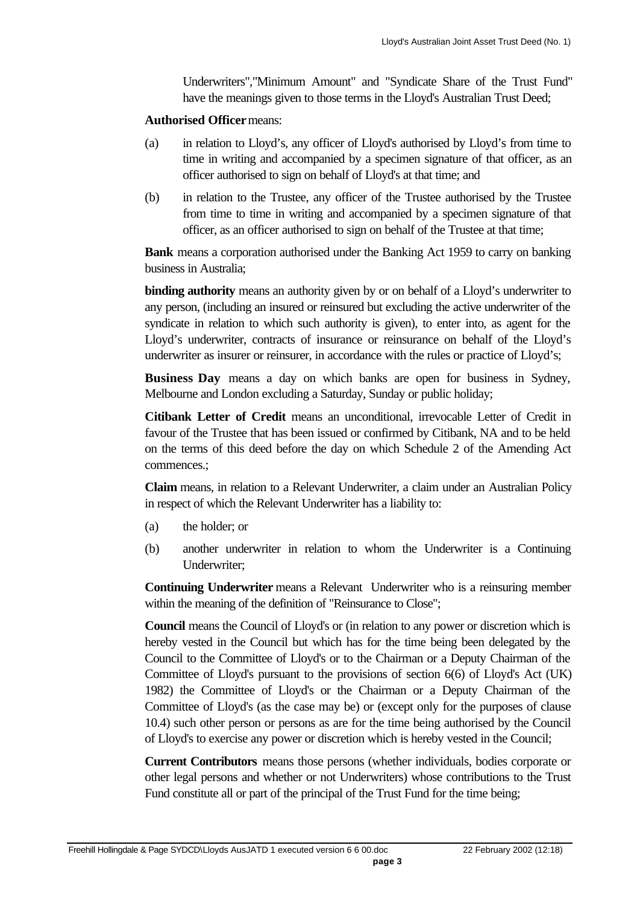Underwriters","Minimum Amount" and "Syndicate Share of the Trust Fund" have the meanings given to those terms in the Lloyd's Australian Trust Deed;

**Authorised Officer** means:

(a) in relation to Lloyd's, any officer of Lloyd's authorised by Lloyd's from time to time in writing and accompanied by a specimen signature of that officer, as an officer authorised to sign on behalf of Lloyd's at that time; and

(b) in relation to the Trustee, any officer of the Trustee authorised by the Trustee from time to time in writing and accompanied by a specimen signature of that officer, as an officer authorised to sign on behalf of the Trustee at that time;

**Bank** means a corporation authorised under the Banking Act 1959 to carry on banking business in Australia;

**binding authority** means an authority given by or on behalf of a Lloyd's underwriter to any person, (including an insured or reinsured but excluding the active underwriter of the syndicate in relation to which such authority is given), to enter into, as agent for the Lloyd's underwriter, contracts of insurance or reinsurance on behalf of the Lloyd's underwriter as insurer or reinsurer, in accordance with the rules or practice of Lloyd's;

**Business Day** means a day on which banks are open for business in Sydney, Melbourne and London excluding a Saturday, Sunday or public holiday;

**Citibank Letter of Credit** means an unconditional, irrevocable Letter of Credit in favour of the Trustee that has been issued or confirmed by Citibank, NA and to be held on the terms of this deed before the day on which Schedule 2 of the Amending Act commences.;

**Claim** means, in relation to a Relevant Underwriter, a claim under an Australian Policy in respect of which the Relevant Underwriter has a liability to:

(a) the holder; or

(b) another underwriter in relation to whom the Underwriter is a Continuing Underwriter;

**Continuing Underwriter** means a Relevant Underwriter who is a reinsuring member within the meaning of the definition of "Reinsurance to Close";

**Council** means the Council of Lloyd's or (in relation to any power or discretion which is hereby vested in the Council but which has for the time being been delegated by the Council to the Committee of Lloyd's or to the Chairman or a Deputy Chairman of the Committee of Lloyd's pursuant to the provisions of section 6(6) of Lloyd's Act (UK) 1982) the Committee of Lloyd's or the Chairman or a Deputy Chairman of the Committee of Lloyd's (as the case may be) or (except only for the purposes of clause 10.4) such other person or persons as are for the time being authorised by the Council of Lloyd's to exercise any power or discretion which is hereby vested in the Council;

**Current Contributors** means those persons (whether individuals, bodies corporate or other legal persons and whether or not Underwriters) whose contributions to the Trust Fund constitute all or part of the principal of the Trust Fund for the time being;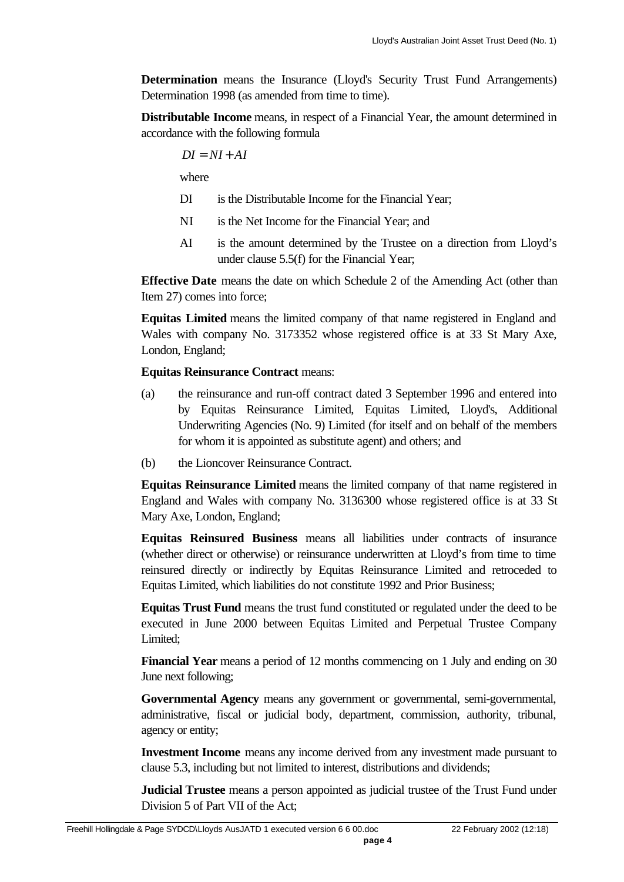**Determination** means the Insurance (Lloyd's Security Trust Fund Arrangements) Determination 1998 (as amended from time to time).

**Distributable Income** means, in respect of a Financial Year, the amount determined in accordance with the following formula

$$DI = NI + AI$$

where

DI is the Distributable Income for the Financial Year;

NI is the Net Income for the Financial Year; and

AI is the amount determined by the Trustee on a direction from Lloyd's under clause 5.5(f) for the Financial Year;

**Effective Date** means the date on which Schedule 2 of the Amending Act (other than Item 27) comes into force;

**Equitas Limited** means the limited company of that name registered in England and Wales with company No. 3173352 whose registered office is at 33 St Mary Axe, London, England;

**Equitas Reinsurance Contract** means:

(a) the reinsurance and run-off contract dated 3 September 1996 and entered into by Equitas Reinsurance Limited, Equitas Limited, Lloyd's, Additional Underwriting Agencies (No. 9) Limited (for itself and on behalf of the members for whom it is appointed as substitute agent) and others; and

(b) the Lioncover Reinsurance Contract.

**Equitas Reinsurance Limited** means the limited company of that name registered in England and Wales with company No. 3136300 whose registered office is at 33 St Mary Axe, London, England;

**Equitas Reinsured Business** means all liabilities under contracts of insurance (whether direct or otherwise) or reinsurance underwritten at Lloyd's from time to time reinsured directly or indirectly by Equitas Reinsurance Limited and retroceded to Equitas Limited, which liabilities do not constitute 1992 and Prior Business;

**Equitas Trust Fund** means the trust fund constituted or regulated under the deed to be executed in June 2000 between Equitas Limited and Perpetual Trustee Company Limited;

**Financial Year** means a period of 12 months commencing on 1 July and ending on 30 June next following;

**Governmental Agency** means any government or governmental, semi-governmental, administrative, fiscal or judicial body, department, commission, authority, tribunal, agency or entity;

**Investment Income** means any income derived from any investment made pursuant to clause 5.3, including but not limited to interest, distributions and dividends;

**Judicial Trustee** means a person appointed as judicial trustee of the Trust Fund under Division 5 of Part VII of the Act;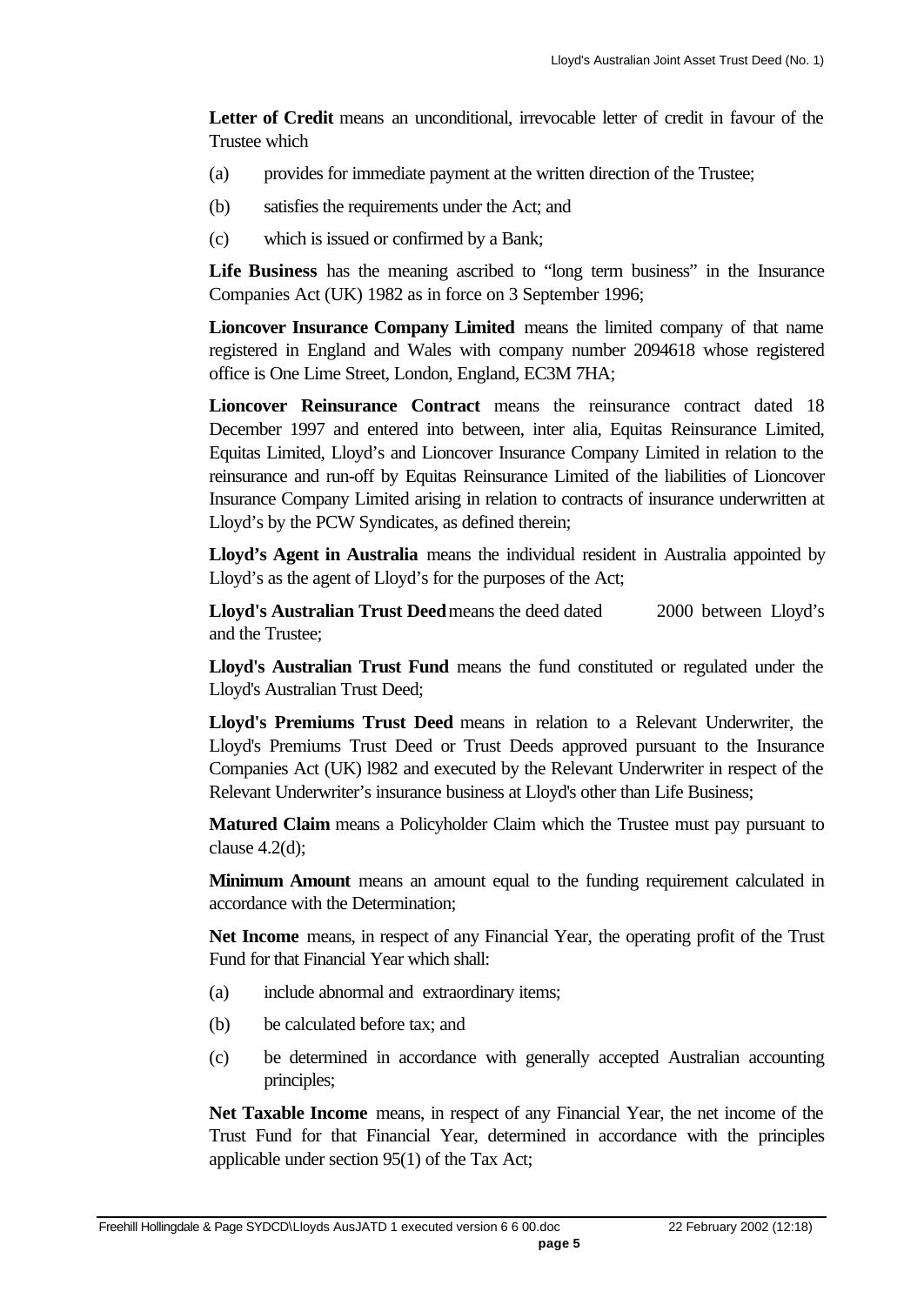**Letter of Credit** means an unconditional, irrevocable letter of credit in favour of the Trustee which

(a) provides for immediate payment at the written direction of the Trustee;

(b) satisfies the requirements under the Act; and

(c) which is issued or confirmed by a Bank;

**Life Business** has the meaning ascribed to "long term business" in the Insurance Companies Act (UK) 1982 as in force on 3 September 1996;

**Lioncover Insurance Company Limited** means the limited company of that name registered in England and Wales with company number 2094618 whose registered office is One Lime Street, London, England, EC3M 7HA;

**Lioncover Reinsurance Contract** means the reinsurance contract dated 18 December 1997 and entered into between, inter alia, Equitas Reinsurance Limited, Equitas Limited, Lloyd's and Lioncover Insurance Company Limited in relation to the reinsurance and run-off by Equitas Reinsurance Limited of the liabilities of Lioncover Insurance Company Limited arising in relation to contracts of insurance underwritten at Lloyd's by the PCW Syndicates, as defined therein;

**Lloyd's Agent in Australia** means the individual resident in Australia appointed by Lloyd's as the agent of Lloyd's for the purposes of the Act;

**Lloyd's Australian Trust Deed** means the deed dated 2000 between Lloyd's and the Trustee;

**Lloyd's Australian Trust Fund** means the fund constituted or regulated under the Lloyd's Australian Trust Deed;

**Lloyd's Premiums Trust Deed** means in relation to a Relevant Underwriter, the Lloyd's Premiums Trust Deed or Trust Deeds approved pursuant to the Insurance Companies Act (UK) l982 and executed by the Relevant Underwriter in respect of the Relevant Underwriter's insurance business at Lloyd's other than Life Business;

**Matured Claim** means a Policyholder Claim which the Trustee must pay pursuant to clause 4.2(d);

**Minimum Amount** means an amount equal to the funding requirement calculated in accordance with the Determination;

**Net Income** means, in respect of any Financial Year, the operating profit of the Trust Fund for that Financial Year which shall:

(a) include abnormal and extraordinary items;

(b) be calculated before tax; and

(c) be determined in accordance with generally accepted Australian accounting principles;

**Net Taxable Income** means, in respect of any Financial Year, the net income of the Trust Fund for that Financial Year, determined in accordance with the principles applicable under section 95(1) of the Tax Act;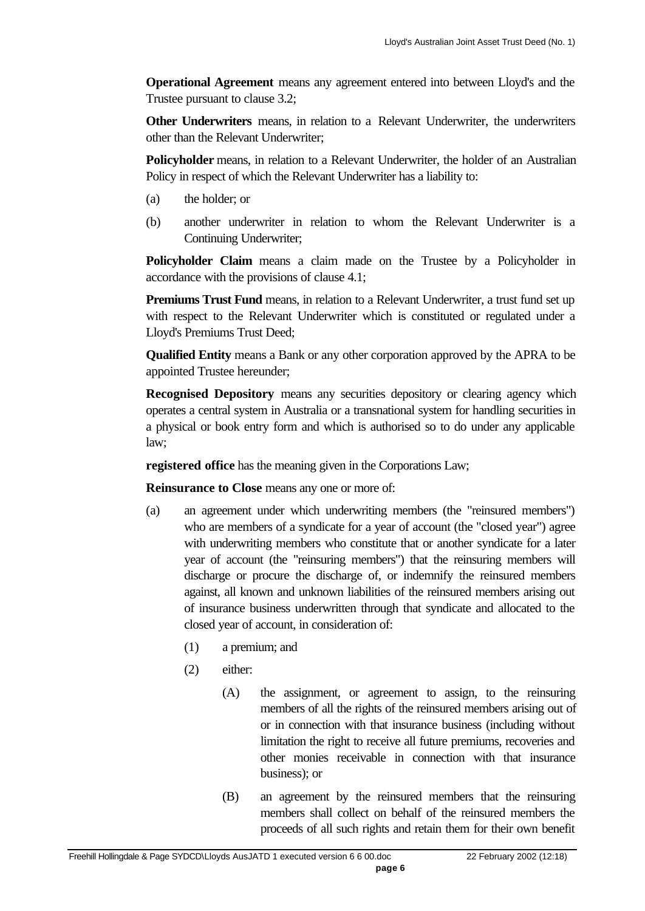**Operational Agreement** means any agreement entered into between Lloyd's and the Trustee pursuant to clause 3.2;

**Other Underwriters** means, in relation to a Relevant Underwriter, the underwriters other than the Relevant Underwriter;

**Policyholder** means, in relation to a Relevant Underwriter, the holder of an Australian Policy in respect of which the Relevant Underwriter has a liability to:

(a) the holder; or

(b) another underwriter in relation to whom the Relevant Underwriter is a Continuing Underwriter;

**Policyholder Claim** means a claim made on the Trustee by a Policyholder in accordance with the provisions of clause 4.1;

**Premiums Trust Fund** means, in relation to a Relevant Underwriter, a trust fund set up with respect to the Relevant Underwriter which is constituted or regulated under a Lloyd's Premiums Trust Deed;

**Qualified Entity** means a Bank or any other corporation approved by the APRA to be appointed Trustee hereunder;

**Recognised Depository** means any securities depository or clearing agency which operates a central system in Australia or a transnational system for handling securities in a physical or book entry form and which is authorised so to do under any applicable law;

**registered office** has the meaning given in the Corporations Law;

**Reinsurance to Close** means any one or more of:

(a) an agreement under which underwriting members (the "reinsured members") who are members of a syndicate for a year of account (the "closed year") agree with underwriting members who constitute that or another syndicate for a later year of account (the "reinsuring members") that the reinsuring members will discharge or procure the discharge of, or indemnify the reinsured members against, all known and unknown liabilities of the reinsured members arising out of insurance business underwritten through that syndicate and allocated to the closed year of account, in consideration of:

   (1) a premium; and

   (2) either:

      (A) the assignment, or agreement to assign, to the reinsuring members of all the rights of the reinsured members arising out of or in connection with that insurance business (including without limitation the right to receive all future premiums, recoveries and other monies receivable in connection with that insurance business); or

      (B) an agreement by the reinsured members that the reinsuring members shall collect on behalf of the reinsured members the proceeds of all such rights and retain them for their own benefit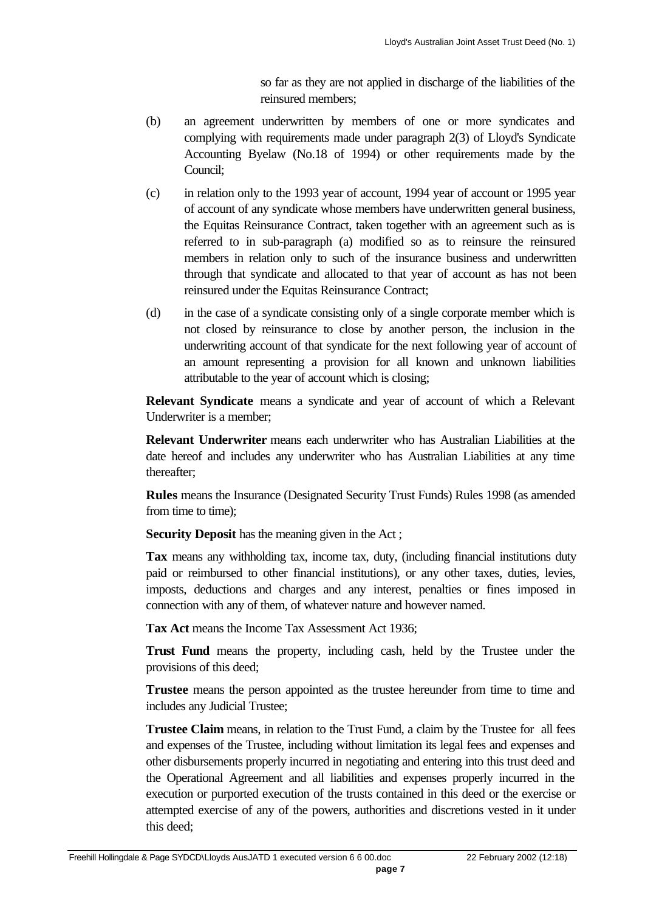so far as they are not applied in discharge of the liabilities of the reinsured members;

(b) an agreement underwritten by members of one or more syndicates and complying with requirements made under paragraph 2(3) of Lloyd's Syndicate Accounting Byelaw (No.18 of 1994) or other requirements made by the Council;

(c) in relation only to the 1993 year of account, 1994 year of account or 1995 year of account of any syndicate whose members have underwritten general business, the Equitas Reinsurance Contract, taken together with an agreement such as is referred to in sub-paragraph (a) modified so as to reinsure the reinsured members in relation only to such of the insurance business and underwritten through that syndicate and allocated to that year of account as has not been reinsured under the Equitas Reinsurance Contract;

(d) in the case of a syndicate consisting only of a single corporate member which is not closed by reinsurance to close by another person, the inclusion in the underwriting account of that syndicate for the next following year of account of an amount representing a provision for all known and unknown liabilities attributable to the year of account which is closing;

**Relevant Syndicate** means a syndicate and year of account of which a Relevant Underwriter is a member;

**Relevant Underwriter** means each underwriter who has Australian Liabilities at the date hereof and includes any underwriter who has Australian Liabilities at any time thereafter;

**Rules** means the Insurance (Designated Security Trust Funds) Rules 1998 (as amended from time to time);

**Security Deposit** has the meaning given in the Act ;

**Tax** means any withholding tax, income tax, duty, (including financial institutions duty paid or reimbursed to other financial institutions), or any other taxes, duties, levies, imposts, deductions and charges and any interest, penalties or fines imposed in connection with any of them, of whatever nature and however named.

**Tax Act** means the Income Tax Assessment Act 1936;

**Trust Fund** means the property, including cash, held by the Trustee under the provisions of this deed;

**Trustee** means the person appointed as the trustee hereunder from time to time and includes any Judicial Trustee;

**Trustee Claim** means, in relation to the Trust Fund, a claim by the Trustee for all fees and expenses of the Trustee, including without limitation its legal fees and expenses and other disbursements properly incurred in negotiating and entering into this trust deed and the Operational Agreement and all liabilities and expenses properly incurred in the execution or purported execution of the trusts contained in this deed or the exercise or attempted exercise of any of the powers, authorities and discretions vested in it under this deed;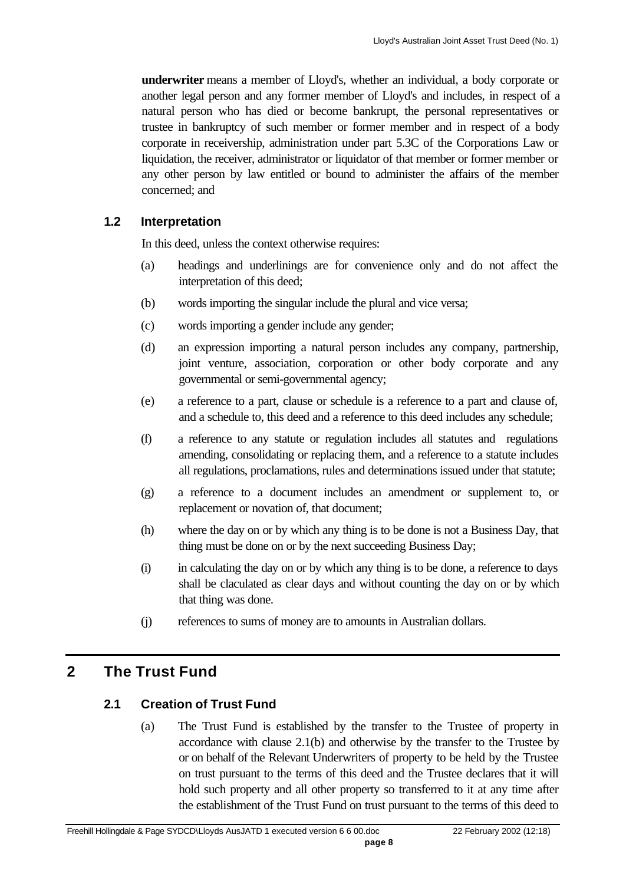**underwriter** means a member of Lloyd's, whether an individual, a body corporate or another legal person and any former member of Lloyd's and includes, in respect of a natural person who has died or become bankrupt, the personal representatives or trustee in bankruptcy of such member or former member and in respect of a body corporate in receivership, administration under part 5.3C of the Corporations Law or liquidation, the receiver, administrator or liquidator of that member or former member or any other person by law entitled or bound to administer the affairs of the member concerned; and

### 1.2 Interpretation

In this deed, unless the context otherwise requires:

(a) headings and underlinings are for convenience only and do not affect the interpretation of this deed;

(b) words importing the singular include the plural and vice versa;

(c) words importing a gender include any gender;

(d) an expression importing a natural person includes any company, partnership, joint venture, association, corporation or other body corporate and any governmental or semi-governmental agency;

(e) a reference to a part, clause or schedule is a reference to a part and clause of, and a schedule to, this deed and a reference to this deed includes any schedule;

(f) a reference to any statute or regulation includes all statutes and regulations amending, consolidating or replacing them, and a reference to a statute includes all regulations, proclamations, rules and determinations issued under that statute;

(g) a reference to a document includes an amendment or supplement to, or replacement or novation of, that document;

(h) where the day on or by which any thing is to be done is not a Business Day, that thing must be done on or by the next succeeding Business Day;

(i) in calculating the day on or by which any thing is to be done, a reference to days shall be claculated as clear days and without counting the day on or by which that thing was done.

(j) references to sums of money are to amounts in Australian dollars.

## 2 The Trust Fund

### 2.1 Creation of Trust Fund

(a) The Trust Fund is established by the transfer to the Trustee of property in accordance with clause 2.1(b) and otherwise by the transfer to the Trustee by or on behalf of the Relevant Underwriters of property to be held by the Trustee on trust pursuant to the terms of this deed and the Trustee declares that it will hold such property and all other property so transferred to it at any time after the establishment of the Trust Fund on trust pursuant to the terms of this deed to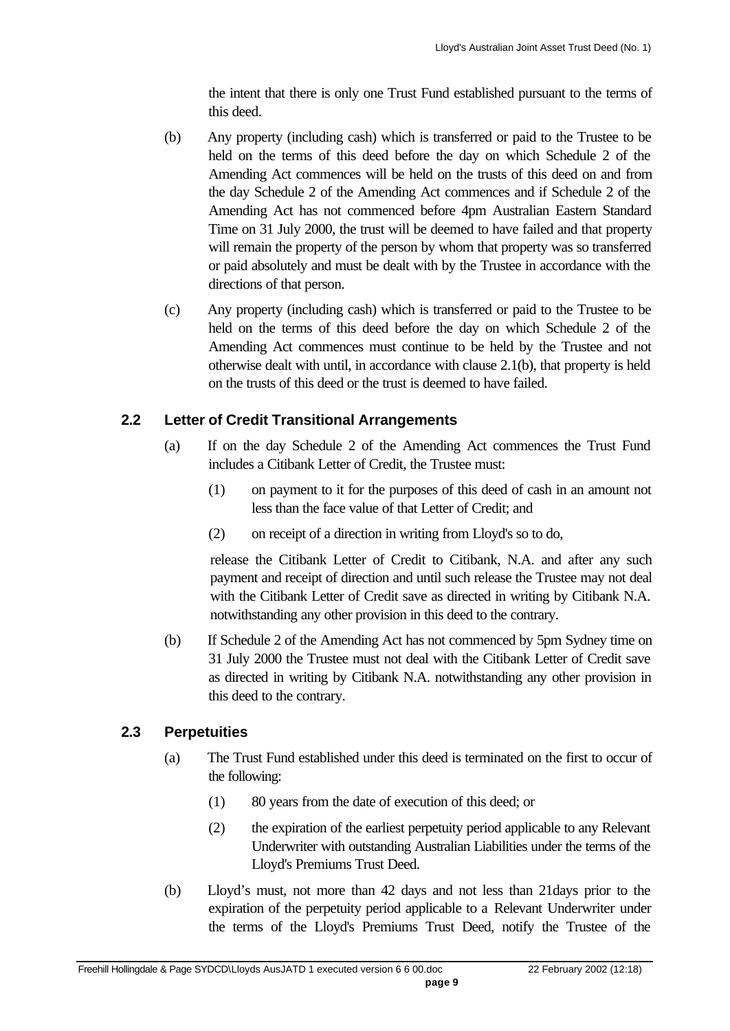the intent that there is only one Trust Fund established pursuant to the terms of this deed.

(b) Any property (including cash) which is transferred or paid to the Trustee to be held on the terms of this deed before the day on which Schedule 2 of the Amending Act commences will be held on the trusts of this deed on and from the day Schedule 2 of the Amending Act commences and if Schedule 2 of the Amending Act has not commenced before 4pm Australian Eastern Standard Time on 31 July 2000, the trust will be deemed to have failed and that property will remain the property of the person by whom that property was so transferred or paid absolutely and must be dealt with by the Trustee in accordance with the directions of that person.

(c) Any property (including cash) which is transferred or paid to the Trustee to be held on the terms of this deed before the day on which Schedule 2 of the Amending Act commences must continue to be held by the Trustee and not otherwise dealt with until, in accordance with clause 2.1(b), that property is held on the trusts of this deed or the trust is deemed to have failed.

### 2.2 Letter of Credit Transitional Arrangements

(a) If on the day Schedule 2 of the Amending Act commences the Trust Fund includes a Citibank Letter of Credit, the Trustee must:

(1) on payment to it for the purposes of this deed of cash in an amount not less than the face value of that Letter of Credit; and

(2) on receipt of a direction in writing from Lloyd's so to do,

release the Citibank Letter of Credit to Citibank, N.A. and after any such payment and receipt of direction and until such release the Trustee may not deal with the Citibank Letter of Credit save as directed in writing by Citibank N.A. notwithstanding any other provision in this deed to the contrary.

(b) If Schedule 2 of the Amending Act has not commenced by 5pm Sydney time on 31 July 2000 the Trustee must not deal with the Citibank Letter of Credit save as directed in writing by Citibank N.A. notwithstanding any other provision in this deed to the contrary.

### 2.3 Perpetuities

(a) The Trust Fund established under this deed is terminated on the first to occur of the following:

(1) 80 years from the date of execution of this deed; or

(2) the expiration of the earliest perpetuity period applicable to any Relevant Underwriter with outstanding Australian Liabilities under the terms of the Lloyd's Premiums Trust Deed.

(b) Lloyd’s must, not more than 42 days and not less than 21days prior to the expiration of the perpetuity period applicable to a Relevant Underwriter under the terms of the Lloyd's Premiums Trust Deed, notify the Trustee of the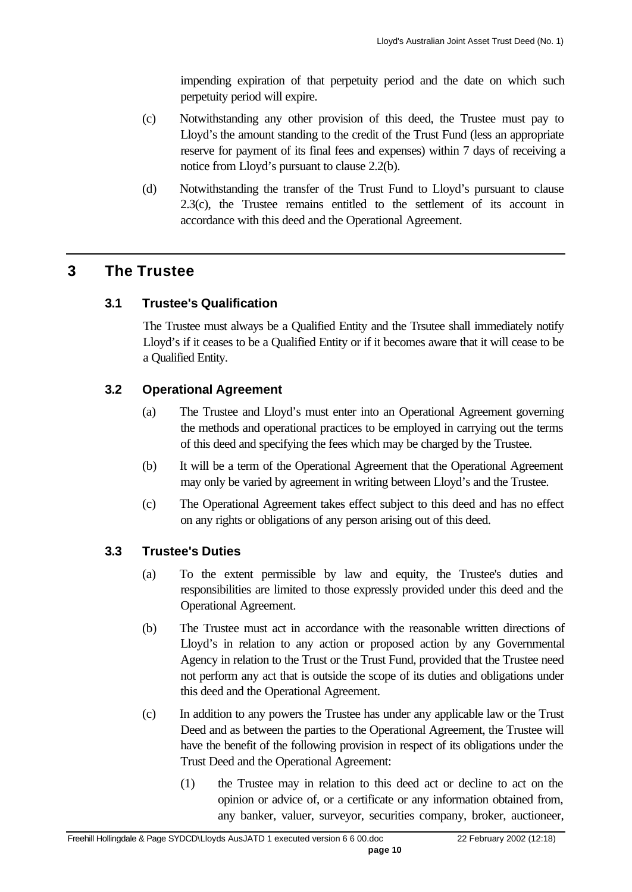impending expiration of that perpetuity period and the date on which such perpetuity period will expire.

(c) Notwithstanding any other provision of this deed, the Trustee must pay to Lloyd's the amount standing to the credit of the Trust Fund (less an appropriate reserve for payment of its final fees and expenses) within 7 days of receiving a notice from Lloyd's pursuant to clause 2.2(b).

(d) Notwithstanding the transfer of the Trust Fund to Lloyd's pursuant to clause 2.3(c), the Trustee remains entitled to the settlement of its account in accordance with this deed and the Operational Agreement.

# 3 The Trustee

## 3.1 Trustee's Qualification

The Trustee must always be a Qualified Entity and the Trsutee shall immediately notify Lloyd's if it ceases to be a Qualified Entity or if it becomes aware that it will cease to be a Qualified Entity.

## 3.2 Operational Agreement

(a) The Trustee and Lloyd's must enter into an Operational Agreement governing the methods and operational practices to be employed in carrying out the terms of this deed and specifying the fees which may be charged by the Trustee.

(b) It will be a term of the Operational Agreement that the Operational Agreement may only be varied by agreement in writing between Lloyd's and the Trustee.

(c) The Operational Agreement takes effect subject to this deed and has no effect on any rights or obligations of any person arising out of this deed.

## 3.3 Trustee's Duties

(a) To the extent permissible by law and equity, the Trustee's duties and responsibilities are limited to those expressly provided under this deed and the Operational Agreement.

(b) The Trustee must act in accordance with the reasonable written directions of Lloyd's in relation to any action or proposed action by any Governmental Agency in relation to the Trust or the Trust Fund, provided that the Trustee need not perform any act that is outside the scope of its duties and obligations under this deed and the Operational Agreement.

(c) In addition to any powers the Trustee has under any applicable law or the Trust Deed and as between the parties to the Operational Agreement, the Trustee will have the benefit of the following provision in respect of its obligations under the Trust Deed and the Operational Agreement:

(1) the Trustee may in relation to this deed act or decline to act on the opinion or advice of, or a certificate or any information obtained from, any banker, valuer, surveyor, securities company, broker, auctioneer,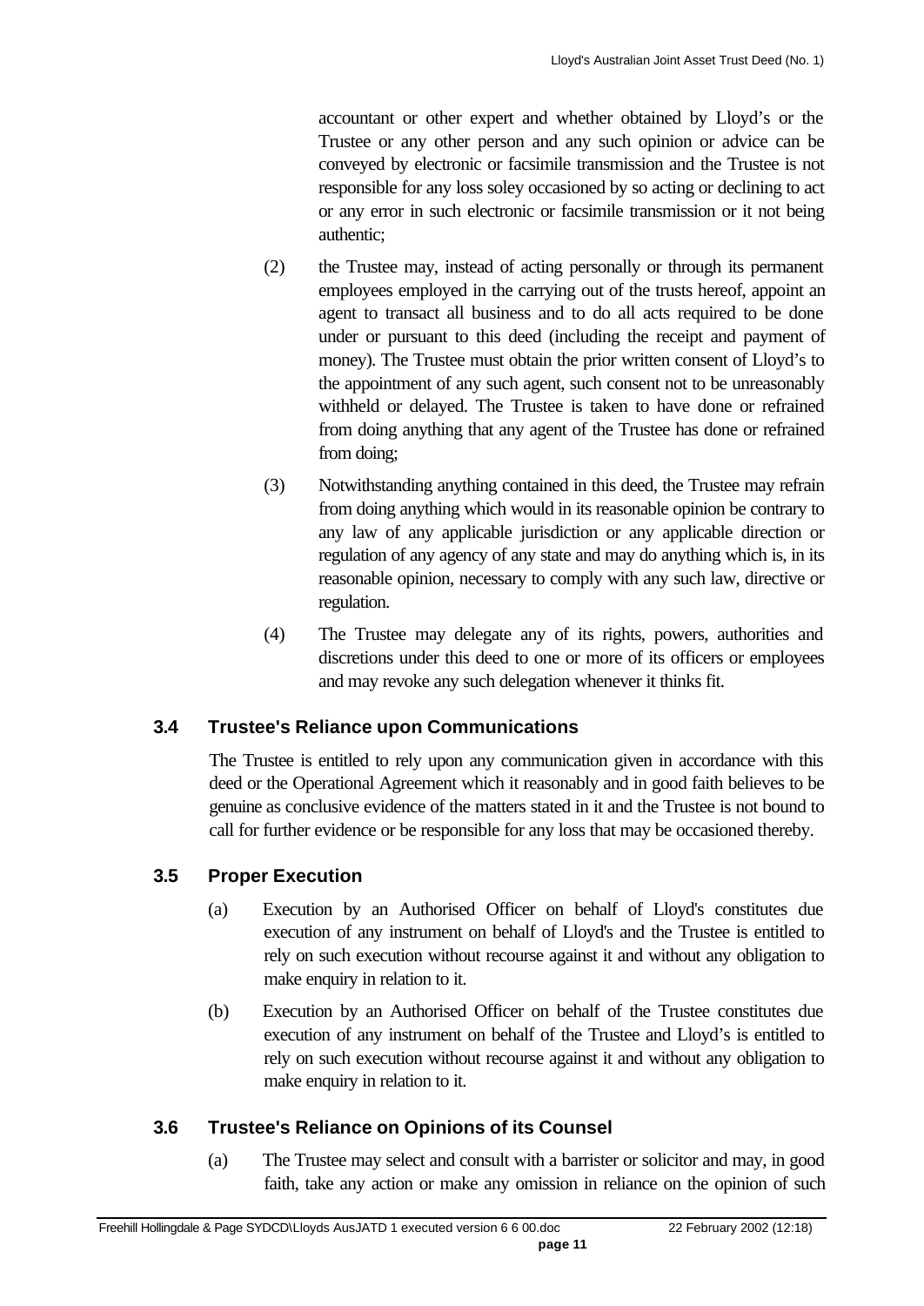accountant or other expert and whether obtained by Lloyd's or the Trustee or any other person and any such opinion or advice can be conveyed by electronic or facsimile transmission and the Trustee is not responsible for any loss soley occasioned by so acting or declining to act or any error in such electronic or facsimile transmission or it not being authentic;

(2) the Trustee may, instead of acting personally or through its permanent employees employed in the carrying out of the trusts hereof, appoint an agent to transact all business and to do all acts required to be done under or pursuant to this deed (including the receipt and payment of money). The Trustee must obtain the prior written consent of Lloyd's to the appointment of any such agent, such consent not to be unreasonably withheld or delayed. The Trustee is taken to have done or refrained from doing anything that any agent of the Trustee has done or refrained from doing;

(3) Notwithstanding anything contained in this deed, the Trustee may refrain from doing anything which would in its reasonable opinion be contrary to any law of any applicable jurisdiction or any applicable direction or regulation of any agency of any state and may do anything which is, in its reasonable opinion, necessary to comply with any such law, directive or regulation.

(4) The Trustee may delegate any of its rights, powers, authorities and discretions under this deed to one or more of its officers or employees and may revoke any such delegation whenever it thinks fit.

### 3.4 Trustee's Reliance upon Communications

The Trustee is entitled to rely upon any communication given in accordance with this deed or the Operational Agreement which it reasonably and in good faith believes to be genuine as conclusive evidence of the matters stated in it and the Trustee is not bound to call for further evidence or be responsible for any loss that may be occasioned thereby.

### 3.5 Proper Execution

(a) Execution by an Authorised Officer on behalf of Lloyd's constitutes due execution of any instrument on behalf of Lloyd's and the Trustee is entitled to rely on such execution without recourse against it and without any obligation to make enquiry in relation to it.

(b) Execution by an Authorised Officer on behalf of the Trustee constitutes due execution of any instrument on behalf of the Trustee and Lloyd's is entitled to rely on such execution without recourse against it and without any obligation to make enquiry in relation to it.

### 3.6 Trustee's Reliance on Opinions of its Counsel

(a) The Trustee may select and consult with a barrister or solicitor and may, in good faith, take any action or make any omission in reliance on the opinion of such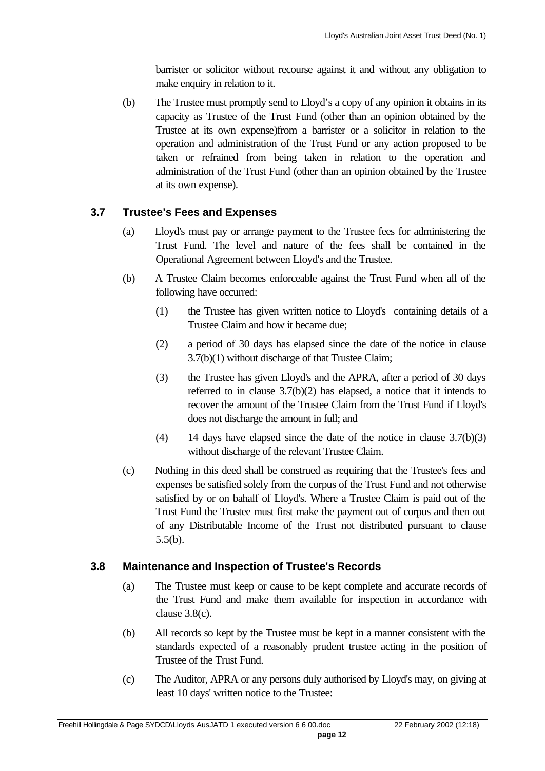barrister or solicitor without recourse against it and without any obligation to make enquiry in relation to it.

(b) The Trustee must promptly send to Lloyd's a copy of any opinion it obtains in its capacity as Trustee of the Trust Fund (other than an opinion obtained by the Trustee at its own expense)from a barrister or a solicitor in relation to the operation and administration of the Trust Fund or any action proposed to be taken or refrained from being taken in relation to the operation and administration of the Trust Fund (other than an opinion obtained by the Trustee at its own expense).

### 3.7 Trustee's Fees and Expenses

(a) Lloyd's must pay or arrange payment to the Trustee fees for administering the Trust Fund. The level and nature of the fees shall be contained in the Operational Agreement between Lloyd's and the Trustee.

(b) A Trustee Claim becomes enforceable against the Trust Fund when all of the following have occurred:

(1) the Trustee has given written notice to Lloyd's containing details of a Trustee Claim and how it became due;

(2) a period of 30 days has elapsed since the date of the notice in clause 3.7(b)(1) without discharge of that Trustee Claim;

(3) the Trustee has given Lloyd's and the APRA, after a period of 30 days referred to in clause 3.7(b)(2) has elapsed, a notice that it intends to recover the amount of the Trustee Claim from the Trust Fund if Lloyd's does not discharge the amount in full; and

(4) 14 days have elapsed since the date of the notice in clause 3.7(b)(3) without discharge of the relevant Trustee Claim.

(c) Nothing in this deed shall be construed as requiring that the Trustee's fees and expenses be satisfied solely from the corpus of the Trust Fund and not otherwise satisfied by or on bahalf of Lloyd's. Where a Trustee Claim is paid out of the Trust Fund the Trustee must first make the payment out of corpus and then out of any Distributable Income of the Trust not distributed pursuant to clause 5.5(b).

### 3.8 Maintenance and Inspection of Trustee's Records

(a) The Trustee must keep or cause to be kept complete and accurate records of the Trust Fund and make them available for inspection in accordance with clause 3.8(c).

(b) All records so kept by the Trustee must be kept in a manner consistent with the standards expected of a reasonably prudent trustee acting in the position of Trustee of the Trust Fund.

(c) The Auditor, APRA or any persons duly authorised by Lloyd's may, on giving at least 10 days' written notice to the Trustee: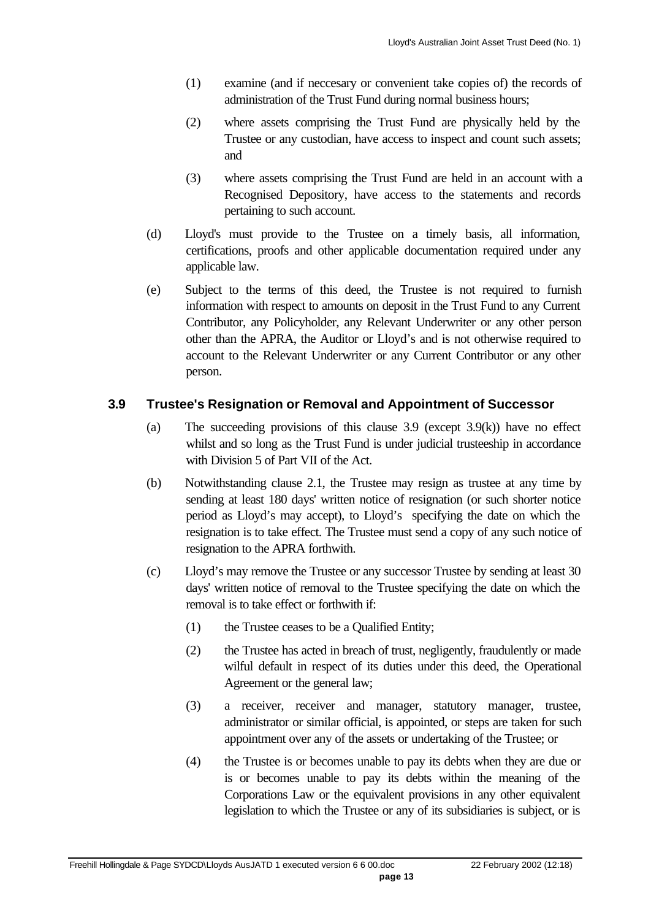(1) examine (and if neccesary or convenient take copies of) the records of administration of the Trust Fund during normal business hours;

(2) where assets comprising the Trust Fund are physically held by the Trustee or any custodian, have access to inspect and count such assets; and

(3) where assets comprising the Trust Fund are held in an account with a Recognised Depository, have access to the statements and records pertaining to such account.

(d) Lloyd's must provide to the Trustee on a timely basis, all information, certifications, proofs and other applicable documentation required under any applicable law.

(e) Subject to the terms of this deed, the Trustee is not required to furnish information with respect to amounts on deposit in the Trust Fund to any Current Contributor, any Policyholder, any Relevant Underwriter or any other person other than the APRA, the Auditor or Lloyd's and is not otherwise required to account to the Relevant Underwriter or any Current Contributor or any other person.

### 3.9 Trustee's Resignation or Removal and Appointment of Successor

(a) The succeeding provisions of this clause 3.9 (except 3.9(k)) have no effect whilst and so long as the Trust Fund is under judicial trusteeship in accordance with Division 5 of Part VII of the Act.

(b) Notwithstanding clause 2.1, the Trustee may resign as trustee at any time by sending at least 180 days' written notice of resignation (or such shorter notice period as Lloyd's may accept), to Lloyd's specifying the date on which the resignation is to take effect. The Trustee must send a copy of any such notice of resignation to the APRA forthwith.

(c) Lloyd's may remove the Trustee or any successor Trustee by sending at least 30 days' written notice of removal to the Trustee specifying the date on which the removal is to take effect or forthwith if:

(1) the Trustee ceases to be a Qualified Entity;

(2) the Trustee has acted in breach of trust, negligently, fraudulently or made wilful default in respect of its duties under this deed, the Operational Agreement or the general law;

(3) a receiver, receiver and manager, statutory manager, trustee, administrator or similar official, is appointed, or steps are taken for such appointment over any of the assets or undertaking of the Trustee; or

(4) the Trustee is or becomes unable to pay its debts when they are due or is or becomes unable to pay its debts within the meaning of the Corporations Law or the equivalent provisions in any other equivalent legislation to which the Trustee or any of its subsidiaries is subject, or is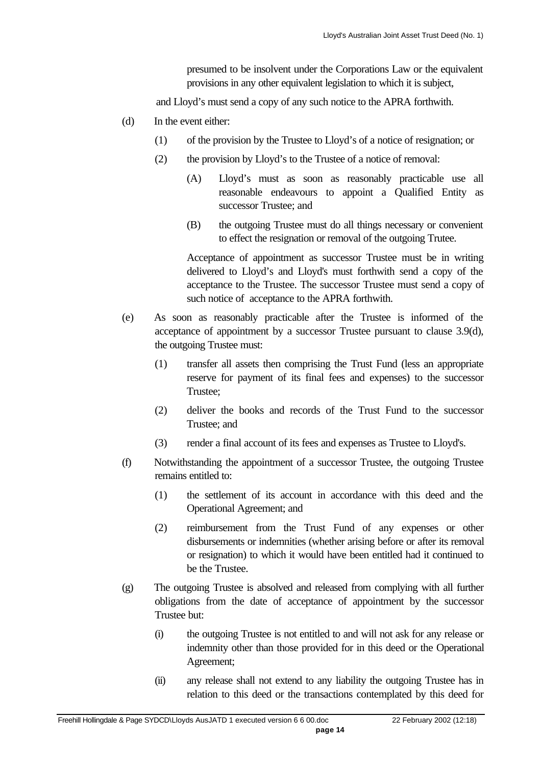presumed to be insolvent under the Corporations Law or the equivalent provisions in any other equivalent legislation to which it is subject,

and Lloyd's must send a copy of any such notice to the APRA forthwith.

(d) In the event either:

(1) of the provision by the Trustee to Lloyd's of a notice of resignation; or

(2) the provision by Lloyd's to the Trustee of a notice of removal:

(A) Lloyd's must as soon as reasonably practicable use all reasonable endeavours to appoint a Qualified Entity as successor Trustee; and

(B) the outgoing Trustee must do all things necessary or convenient to effect the resignation or removal of the outgoing Trutee.

Acceptance of appointment as successor Trustee must be in writing delivered to Lloyd's and Lloyd's must forthwith send a copy of the acceptance to the Trustee. The successor Trustee must send a copy of such notice of acceptance to the APRA forthwith.

(e) As soon as reasonably practicable after the Trustee is informed of the acceptance of appointment by a successor Trustee pursuant to clause 3.9(d), the outgoing Trustee must:

(1) transfer all assets then comprising the Trust Fund (less an appropriate reserve for payment of its final fees and expenses) to the successor Trustee;

(2) deliver the books and records of the Trust Fund to the successor Trustee; and

(3) render a final account of its fees and expenses as Trustee to Lloyd's.

(f) Notwithstanding the appointment of a successor Trustee, the outgoing Trustee remains entitled to:

(1) the settlement of its account in accordance with this deed and the Operational Agreement; and

(2) reimbursement from the Trust Fund of any expenses or other disbursements or indemnities (whether arising before or after its removal or resignation) to which it would have been entitled had it continued to be the Trustee.

(g) The outgoing Trustee is absolved and released from complying with all further obligations from the date of acceptance of appointment by the successor Trustee but:

(i) the outgoing Trustee is not entitled to and will not ask for any release or indemnity other than those provided for in this deed or the Operational Agreement;

(ii) any release shall not extend to any liability the outgoing Trustee has in relation to this deed or the transactions contemplated by this deed for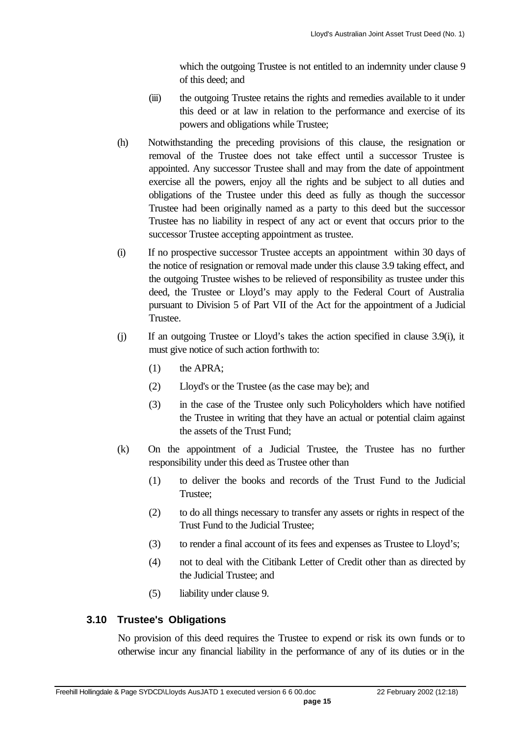which the outgoing Trustee is not entitled to an indemnity under clause 9 of this deed; and

(iii) the outgoing Trustee retains the rights and remedies available to it under this deed or at law in relation to the performance and exercise of its powers and obligations while Trustee;

(h) Notwithstanding the preceding provisions of this clause, the resignation or removal of the Trustee does not take effect until a successor Trustee is appointed. Any successor Trustee shall and may from the date of appointment exercise all the powers, enjoy all the rights and be subject to all duties and obligations of the Trustee under this deed as fully as though the successor Trustee had been originally named as a party to this deed but the successor Trustee has no liability in respect of any act or event that occurs prior to the successor Trustee accepting appointment as trustee.

(i) If no prospective successor Trustee accepts an appointment within 30 days of the notice of resignation or removal made under this clause 3.9 taking effect, and the outgoing Trustee wishes to be relieved of responsibility as trustee under this deed, the Trustee or Lloyd's may apply to the Federal Court of Australia pursuant to Division 5 of Part VII of the Act for the appointment of a Judicial Trustee.

(j) If an outgoing Trustee or Lloyd's takes the action specified in clause 3.9(i), it must give notice of such action forthwith to:

(1) the APRA;

(2) Lloyd's or the Trustee (as the case may be); and

(3) in the case of the Trustee only such Policyholders which have notified the Trustee in writing that they have an actual or potential claim against the assets of the Trust Fund;

(k) On the appointment of a Judicial Trustee, the Trustee has no further responsibility under this deed as Trustee other than

(1) to deliver the books and records of the Trust Fund to the Judicial Trustee;

(2) to do all things necessary to transfer any assets or rights in respect of the Trust Fund to the Judicial Trustee;

(3) to render a final account of its fees and expenses as Trustee to Lloyd's;

(4) not to deal with the Citibank Letter of Credit other than as directed by the Judicial Trustee; and

(5) liability under clause 9.

### 3.10 Trustee's Obligations

No provision of this deed requires the Trustee to expend or risk its own funds or to otherwise incur any financial liability in the performance of any of its duties or in the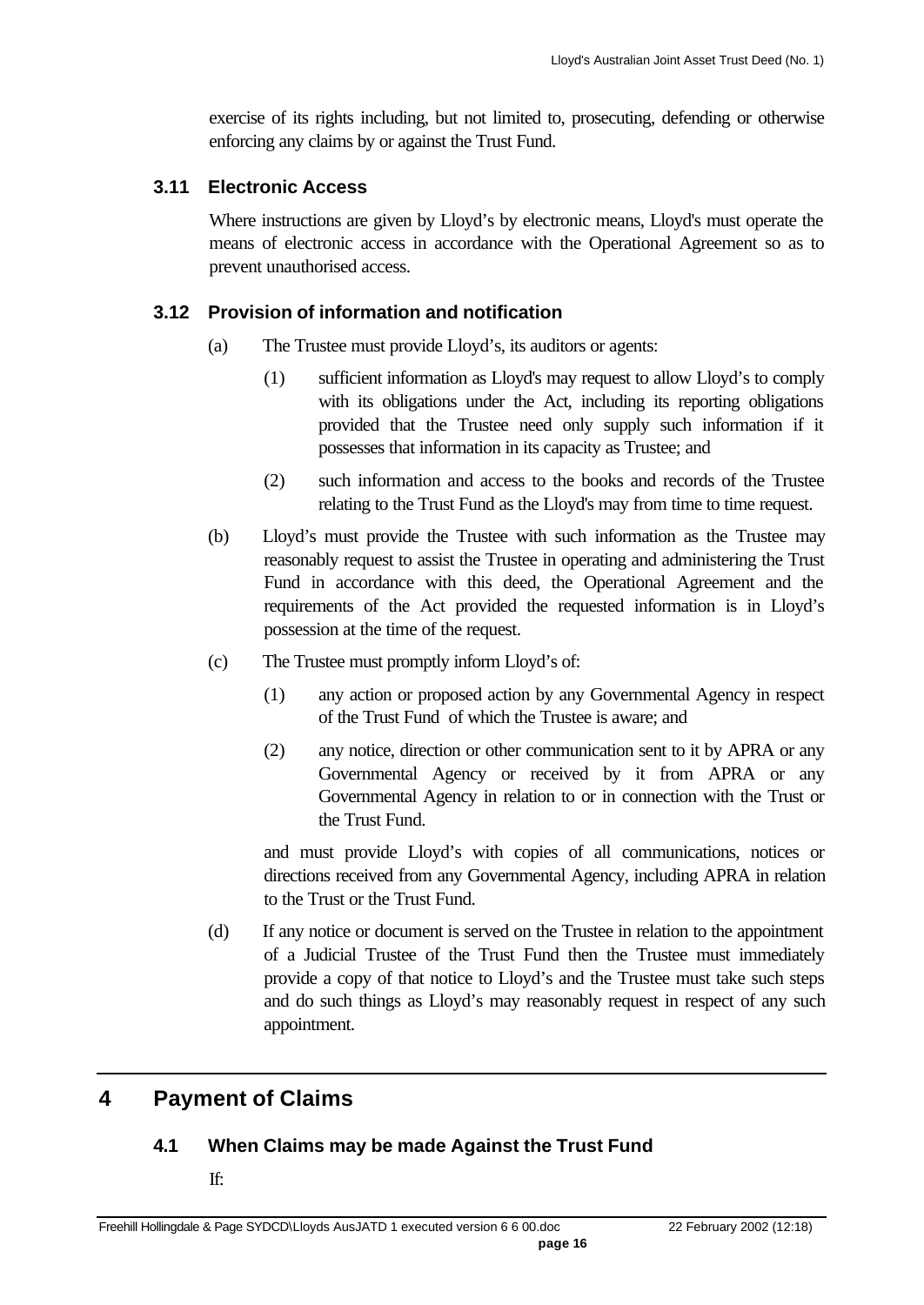exercise of its rights including, but not limited to, prosecuting, defending or otherwise enforcing any claims by or against the Trust Fund.

### 3.11 Electronic Access

Where instructions are given by Lloyd's by electronic means, Lloyd's must operate the means of electronic access in accordance with the Operational Agreement so as to prevent unauthorised access.

### 3.12 Provision of information and notification

(a) The Trustee must provide Lloyd's, its auditors or agents:

(1) sufficient information as Lloyd's may request to allow Lloyd's to comply with its obligations under the Act, including its reporting obligations provided that the Trustee need only supply such information if it possesses that information in its capacity as Trustee; and

(2) such information and access to the books and records of the Trustee relating to the Trust Fund as the Lloyd's may from time to time request.

(b) Lloyd's must provide the Trustee with such information as the Trustee may reasonably request to assist the Trustee in operating and administering the Trust Fund in accordance with this deed, the Operational Agreement and the requirements of the Act provided the requested information is in Lloyd's possession at the time of the request.

(c) The Trustee must promptly inform Lloyd's of:

(1) any action or proposed action by any Governmental Agency in respect of the Trust Fund of which the Trustee is aware; and

(2) any notice, direction or other communication sent to it by APRA or any Governmental Agency or received by it from APRA or any Governmental Agency in relation to or in connection with the Trust or the Trust Fund.

and must provide Lloyd's with copies of all communications, notices or directions received from any Governmental Agency, including APRA in relation to the Trust or the Trust Fund.

(d) If any notice or document is served on the Trustee in relation to the appointment of a Judicial Trustee of the Trust Fund then the Trustee must immediately provide a copy of that notice to Lloyd's and the Trustee must take such steps and do such things as Lloyd's may reasonably request in respect of any such appointment.

## 4 Payment of Claims

### 4.1 When Claims may be made Against the Trust Fund

If: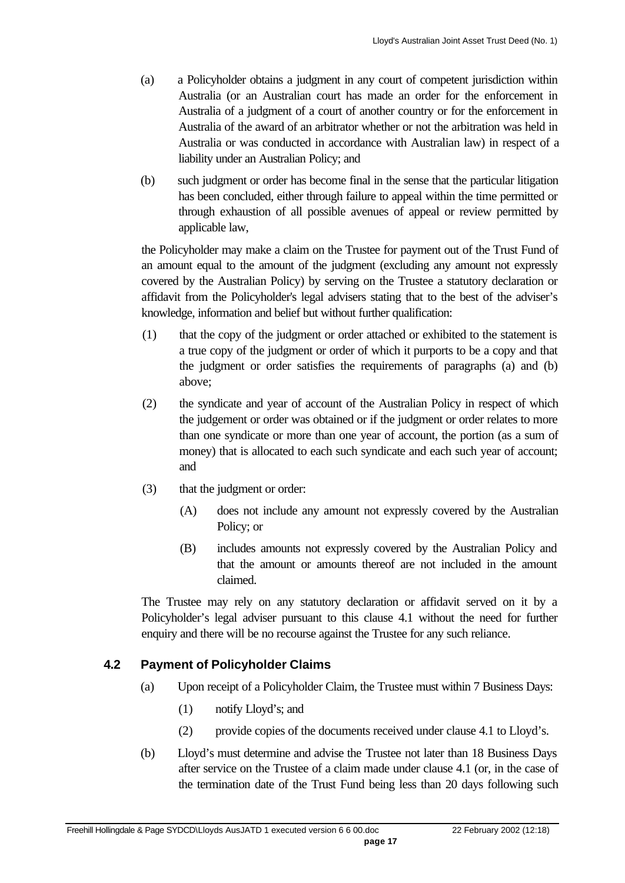(a) a Policyholder obtains a judgment in any court of competent jurisdiction within Australia (or an Australian court has made an order for the enforcement in Australia of a judgment of a court of another country or for the enforcement in Australia of the award of an arbitrator whether or not the arbitration was held in Australia or was conducted in accordance with Australian law) in respect of a liability under an Australian Policy; and

(b) such judgment or order has become final in the sense that the particular litigation has been concluded, either through failure to appeal within the time permitted or through exhaustion of all possible avenues of appeal or review permitted by applicable law,

the Policyholder may make a claim on the Trustee for payment out of the Trust Fund of an amount equal to the amount of the judgment (excluding any amount not expressly covered by the Australian Policy) by serving on the Trustee a statutory declaration or affidavit from the Policyholder's legal advisers stating that to the best of the adviser's knowledge, information and belief but without further qualification:

(1) that the copy of the judgment or order attached or exhibited to the statement is a true copy of the judgment or order of which it purports to be a copy and that the judgment or order satisfies the requirements of paragraphs (a) and (b) above;

(2) the syndicate and year of account of the Australian Policy in respect of which the judgement or order was obtained or if the judgment or order relates to more than one syndicate or more than one year of account, the portion (as a sum of money) that is allocated to each such syndicate and each such year of account; and

(3) that the judgment or order:

(A) does not include any amount not expressly covered by the Australian Policy; or

(B) includes amounts not expressly covered by the Australian Policy and that the amount or amounts thereof are not included in the amount claimed.

The Trustee may rely on any statutory declaration or affidavit served on it by a Policyholder's legal adviser pursuant to this clause 4.1 without the need for further enquiry and there will be no recourse against the Trustee for any such reliance.

### 4.2 Payment of Policyholder Claims

(a) Upon receipt of a Policyholder Claim, the Trustee must within 7 Business Days:

(1) notify Lloyd's; and

(2) provide copies of the documents received under clause 4.1 to Lloyd's.

(b) Lloyd's must determine and advise the Trustee not later than 18 Business Days after service on the Trustee of a claim made under clause 4.1 (or, in the case of the termination date of the Trust Fund being less than 20 days following such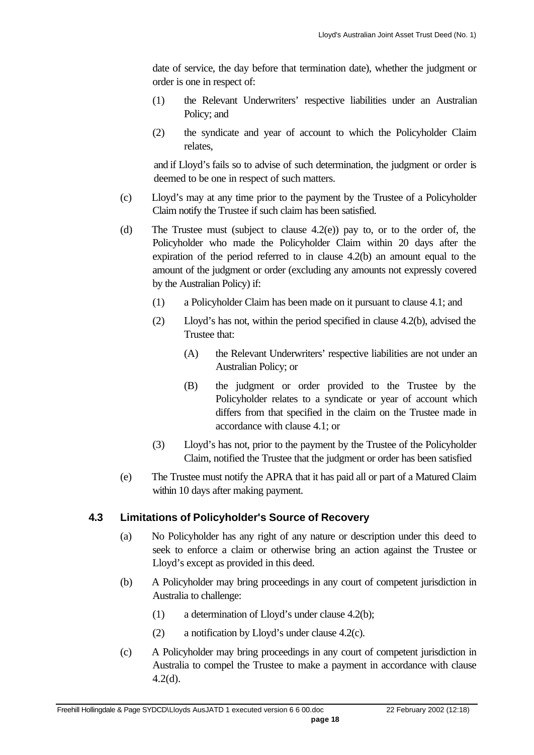date of service, the day before that termination date), whether the judgment or order is one in respect of:

(1) the Relevant Underwriters' respective liabilities under an Australian Policy; and

(2) the syndicate and year of account to which the Policyholder Claim relates,

and if Lloyd's fails so to advise of such determination, the judgment or order is deemed to be one in respect of such matters.

(c) Lloyd's may at any time prior to the payment by the Trustee of a Policyholder Claim notify the Trustee if such claim has been satisfied.

(d) The Trustee must (subject to clause 4.2(e)) pay to, or to the order of, the Policyholder who made the Policyholder Claim within 20 days after the expiration of the period referred to in clause 4.2(b) an amount equal to the amount of the judgment or order (excluding any amounts not expressly covered by the Australian Policy) if:

(1) a Policyholder Claim has been made on it pursuant to clause 4.1; and

(2) Lloyd's has not, within the period specified in clause 4.2(b), advised the Trustee that:

(A) the Relevant Underwriters' respective liabilities are not under an Australian Policy; or

(B) the judgment or order provided to the Trustee by the Policyholder relates to a syndicate or year of account which differs from that specified in the claim on the Trustee made in accordance with clause 4.1; or

(3) Lloyd's has not, prior to the payment by the Trustee of the Policyholder Claim, notified the Trustee that the judgment or order has been satisfied

(e) The Trustee must notify the APRA that it has paid all or part of a Matured Claim within 10 days after making payment.

## 4.3 Limitations of Policyholder's Source of Recovery

(a) No Policyholder has any right of any nature or description under this deed to seek to enforce a claim or otherwise bring an action against the Trustee or Lloyd's except as provided in this deed.

(b) A Policyholder may bring proceedings in any court of competent jurisdiction in Australia to challenge:

(1) a determination of Lloyd's under clause 4.2(b);

(2) a notification by Lloyd's under clause 4.2(c).

(c) A Policyholder may bring proceedings in any court of competent jurisdiction in Australia to compel the Trustee to make a payment in accordance with clause 4.2(d).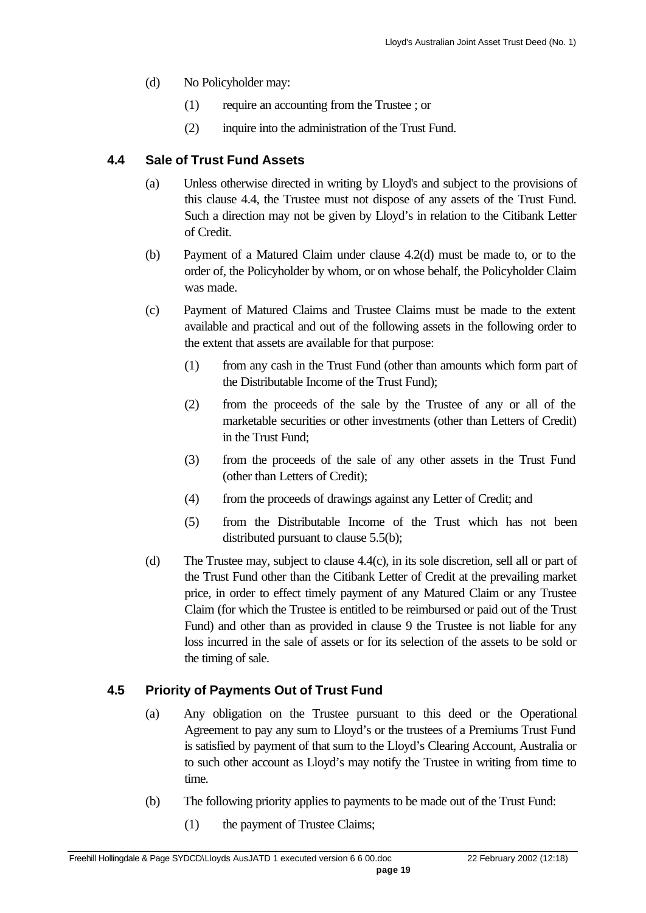(d) No Policyholder may:

   (1) require an accounting from the Trustee ; or

   (2) inquire into the administration of the Trust Fund.

### 4.4 Sale of Trust Fund Assets

(a) Unless otherwise directed in writing by Lloyd's and subject to the provisions of this clause 4.4, the Trustee must not dispose of any assets of the Trust Fund. Such a direction may not be given by Lloyd’s in relation to the Citibank Letter of Credit.

(b) Payment of a Matured Claim under clause 4.2(d) must be made to, or to the order of, the Policyholder by whom, or on whose behalf, the Policyholder Claim was made.

(c) Payment of Matured Claims and Trustee Claims must be made to the extent available and practical and out of the following assets in the following order to the extent that assets are available for that purpose:

   (1) from any cash in the Trust Fund (other than amounts which form part of the Distributable Income of the Trust Fund);

   (2) from the proceeds of the sale by the Trustee of any or all of the marketable securities or other investments (other than Letters of Credit) in the Trust Fund;

   (3) from the proceeds of the sale of any other assets in the Trust Fund (other than Letters of Credit);

   (4) from the proceeds of drawings against any Letter of Credit; and

   (5) from the Distributable Income of the Trust which has not been distributed pursuant to clause 5.5(b);

(d) The Trustee may, subject to clause 4.4(c), in its sole discretion, sell all or part of the Trust Fund other than the Citibank Letter of Credit at the prevailing market price, in order to effect timely payment of any Matured Claim or any Trustee Claim (for which the Trustee is entitled to be reimbursed or paid out of the Trust Fund) and other than as provided in clause 9 the Trustee is not liable for any loss incurred in the sale of assets or for its selection of the assets to be sold or the timing of sale.

### 4.5 Priority of Payments Out of Trust Fund

(a) Any obligation on the Trustee pursuant to this deed or the Operational Agreement to pay any sum to Lloyd’s or the trustees of a Premiums Trust Fund is satisfied by payment of that sum to the Lloyd’s Clearing Account, Australia or to such other account as Lloyd’s may notify the Trustee in writing from time to time.

(b) The following priority applies to payments to be made out of the Trust Fund:

   (1) the payment of Trustee Claims;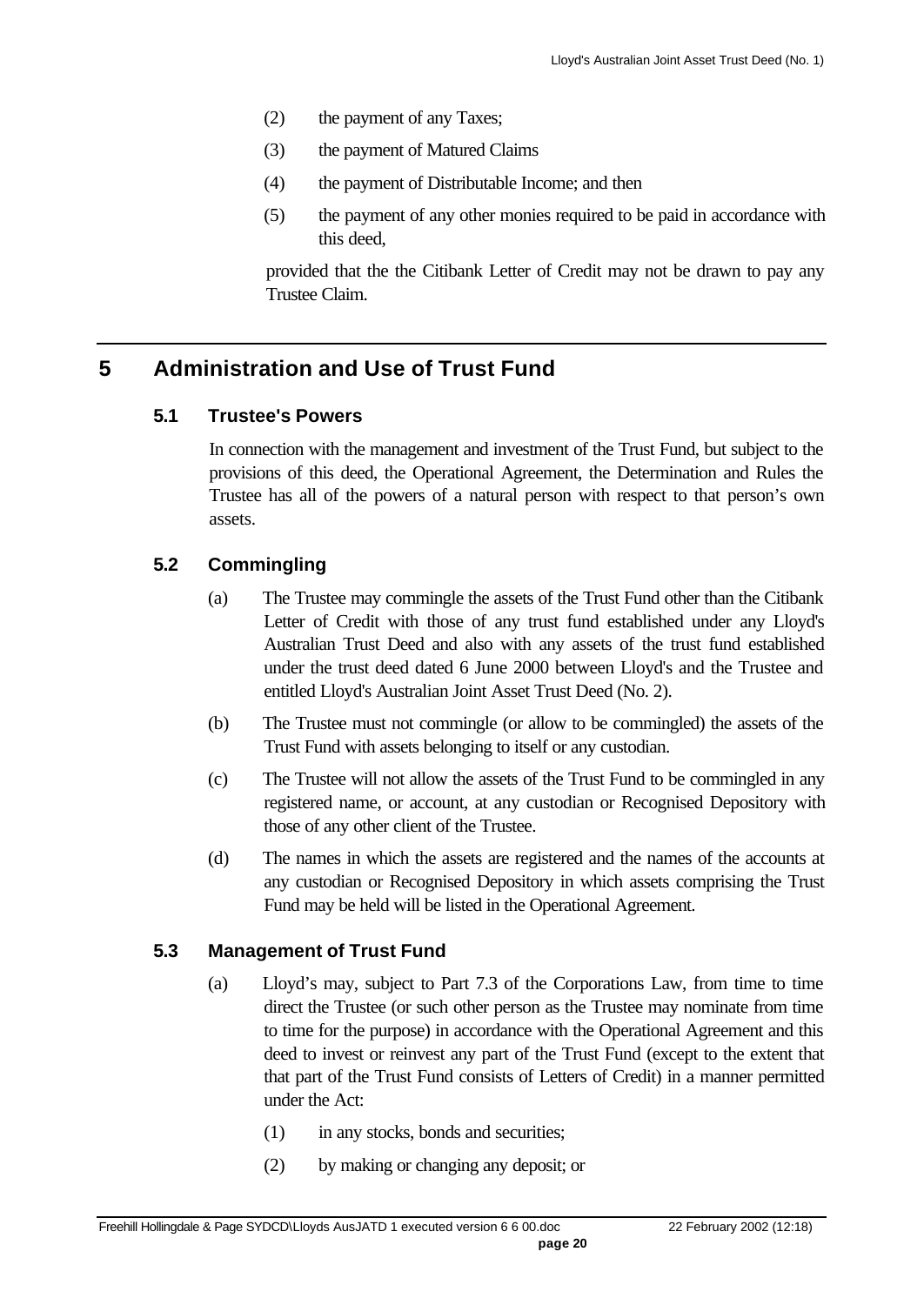(2) the payment of any Taxes;

(3) the payment of Matured Claims

(4) the payment of Distributable Income; and then

(5) the payment of any other monies required to be paid in accordance with this deed,

provided that the the Citibank Letter of Credit may not be drawn to pay any Trustee Claim.

# 5 Administration and Use of Trust Fund

## 5.1 Trustee's Powers

In connection with the management and investment of the Trust Fund, but subject to the provisions of this deed, the Operational Agreement, the Determination and Rules the Trustee has all of the powers of a natural person with respect to that person's own assets.

## 5.2 Commingling

(a) The Trustee may commingle the assets of the Trust Fund other than the Citibank Letter of Credit with those of any trust fund established under any Lloyd's Australian Trust Deed and also with any assets of the trust fund established under the trust deed dated 6 June 2000 between Lloyd's and the Trustee and entitled Lloyd's Australian Joint Asset Trust Deed (No. 2).

(b) The Trustee must not commingle (or allow to be commingled) the assets of the Trust Fund with assets belonging to itself or any custodian.

(c) The Trustee will not allow the assets of the Trust Fund to be commingled in any registered name, or account, at any custodian or Recognised Depository with those of any other client of the Trustee.

(d) The names in which the assets are registered and the names of the accounts at any custodian or Recognised Depository in which assets comprising the Trust Fund may be held will be listed in the Operational Agreement.

## 5.3 Management of Trust Fund

(a) Lloyd's may, subject to Part 7.3 of the Corporations Law, from time to time direct the Trustee (or such other person as the Trustee may nominate from time to time for the purpose) in accordance with the Operational Agreement and this deed to invest or reinvest any part of the Trust Fund (except to the extent that that part of the Trust Fund consists of Letters of Credit) in a manner permitted under the Act:

(1) in any stocks, bonds and securities;

(2) by making or changing any deposit; or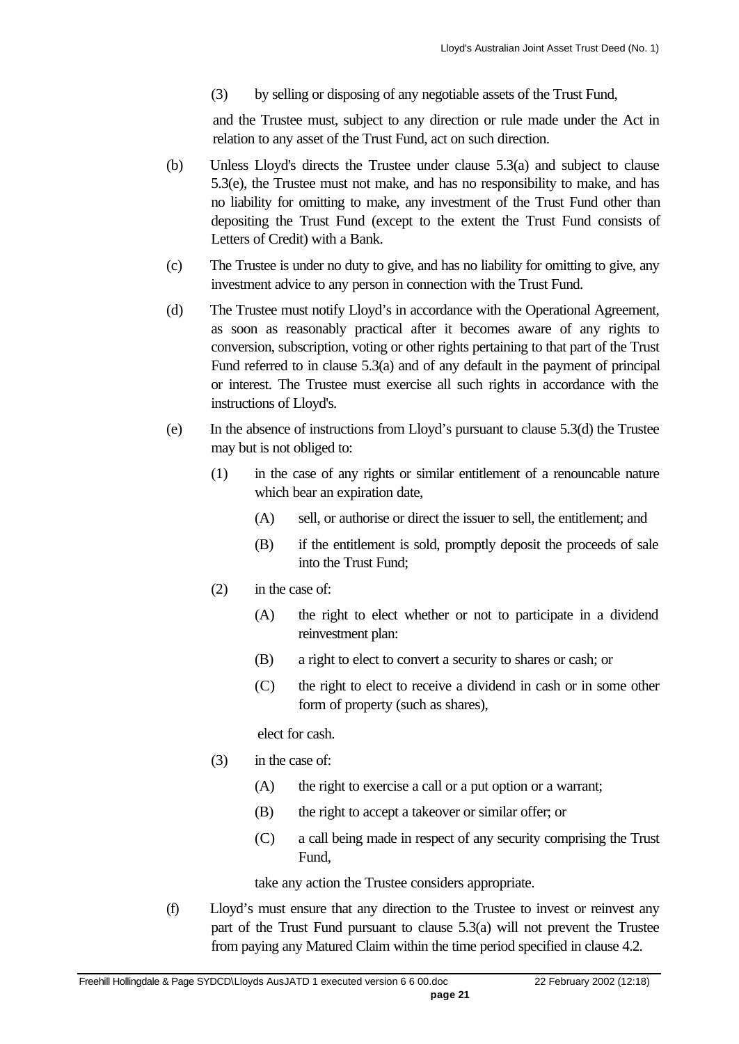(3) by selling or disposing of any negotiable assets of the Trust Fund,

and the Trustee must, subject to any direction or rule made under the Act in relation to any asset of the Trust Fund, act on such direction.

(b) Unless Lloyd's directs the Trustee under clause 5.3(a) and subject to clause 5.3(e), the Trustee must not make, and has no responsibility to make, and has no liability for omitting to make, any investment of the Trust Fund other than depositing the Trust Fund (except to the extent the Trust Fund consists of Letters of Credit) with a Bank.

(c) The Trustee is under no duty to give, and has no liability for omitting to give, any investment advice to any person in connection with the Trust Fund.

(d) The Trustee must notify Lloyd's in accordance with the Operational Agreement, as soon as reasonably practical after it becomes aware of any rights to conversion, subscription, voting or other rights pertaining to that part of the Trust Fund referred to in clause 5.3(a) and of any default in the payment of principal or interest. The Trustee must exercise all such rights in accordance with the instructions of Lloyd's.

(e) In the absence of instructions from Lloyd's pursuant to clause 5.3(d) the Trustee may but is not obliged to:

(1) in the case of any rights or similar entitlement of a renouncable nature which bear an expiration date,

(A) sell, or authorise or direct the issuer to sell, the entitlement; and

(B) if the entitlement is sold, promptly deposit the proceeds of sale into the Trust Fund;

(2) in the case of:

(A) the right to elect whether or not to participate in a dividend reinvestment plan:

(B) a right to elect to convert a security to shares or cash; or

(C) the right to elect to receive a dividend in cash or in some other form of property (such as shares),

elect for cash.

(3) in the case of:

(A) the right to exercise a call or a put option or a warrant;

(B) the right to accept a takeover or similar offer; or

(C) a call being made in respect of any security comprising the Trust Fund,

take any action the Trustee considers appropriate.

(f) Lloyd's must ensure that any direction to the Trustee to invest or reinvest any part of the Trust Fund pursuant to clause 5.3(a) will not prevent the Trustee from paying any Matured Claim within the time period specified in clause 4.2.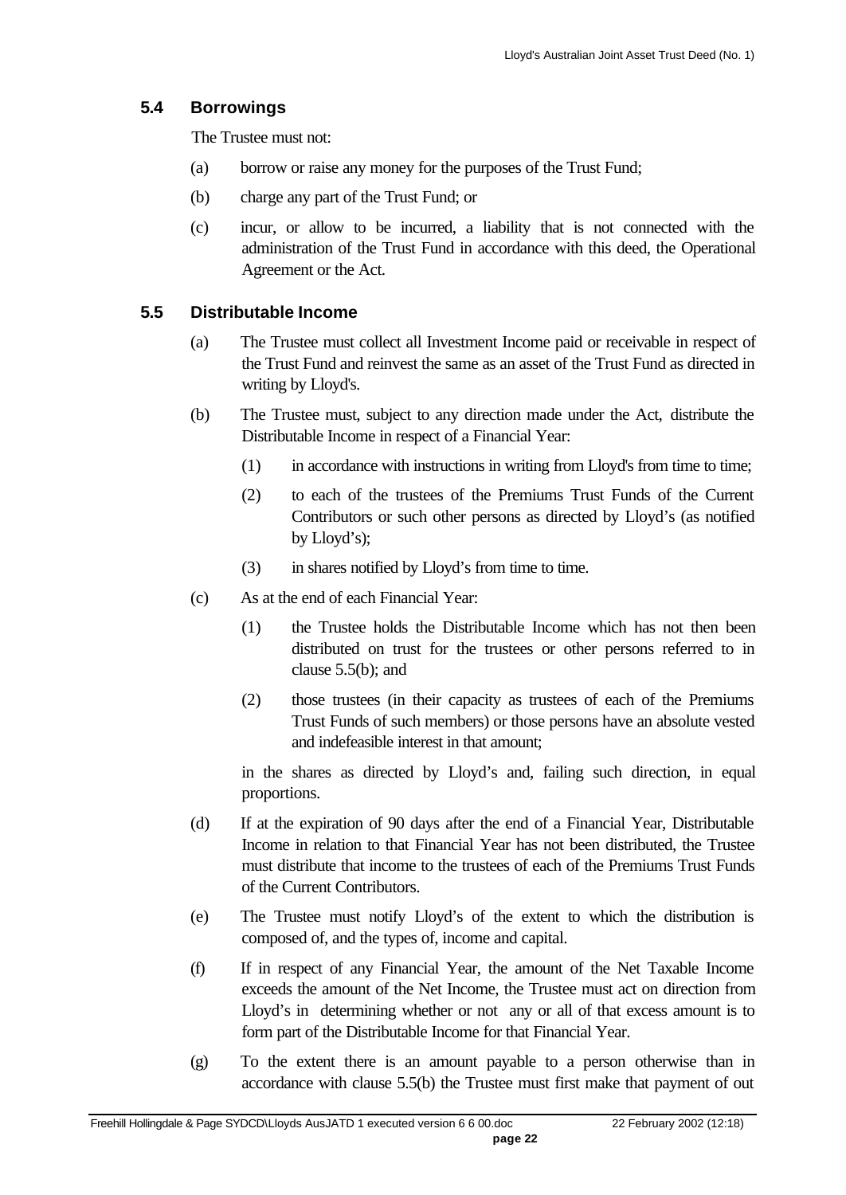### 5.4 Borrowings

The Trustee must not:

(a) borrow or raise any money for the purposes of the Trust Fund;

(b) charge any part of the Trust Fund; or

(c) incur, or allow to be incurred, a liability that is not connected with the administration of the Trust Fund in accordance with this deed, the Operational Agreement or the Act.

### 5.5 Distributable Income

(a) The Trustee must collect all Investment Income paid or receivable in respect of the Trust Fund and reinvest the same as an asset of the Trust Fund as directed in writing by Lloyd's.

(b) The Trustee must, subject to any direction made under the Act, distribute the Distributable Income in respect of a Financial Year:

  (1) in accordance with instructions in writing from Lloyd's from time to time;

  (2) to each of the trustees of the Premiums Trust Funds of the Current Contributors or such other persons as directed by Lloyd's (as notified by Lloyd's);

  (3) in shares notified by Lloyd's from time to time.

(c) As at the end of each Financial Year:

  (1) the Trustee holds the Distributable Income which has not then been distributed on trust for the trustees or other persons referred to in clause 5.5(b); and

  (2) those trustees (in their capacity as trustees of each of the Premiums Trust Funds of such members) or those persons have an absolute vested and indefeasible interest in that amount;

  in the shares as directed by Lloyd's and, failing such direction, in equal proportions.

(d) If at the expiration of 90 days after the end of a Financial Year, Distributable Income in relation to that Financial Year has not been distributed, the Trustee must distribute that income to the trustees of each of the Premiums Trust Funds of the Current Contributors.

(e) The Trustee must notify Lloyd's of the extent to which the distribution is composed of, and the types of, income and capital.

(f) If in respect of any Financial Year, the amount of the Net Taxable Income exceeds the amount of the Net Income, the Trustee must act on direction from Lloyd's in determining whether or not any or all of that excess amount is to form part of the Distributable Income for that Financial Year.

(g) To the extent there is an amount payable to a person otherwise than in accordance with clause 5.5(b) the Trustee must first make that payment of out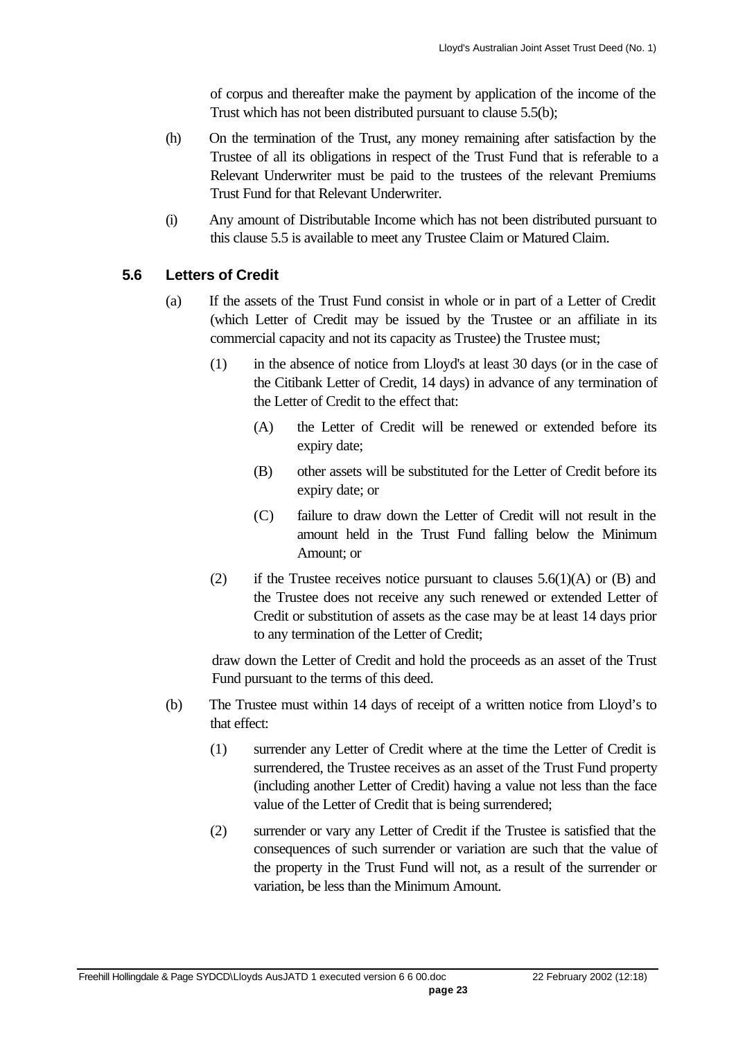of corpus and thereafter make the payment by application of the income of the Trust which has not been distributed pursuant to clause 5.5(b);

(h) On the termination of the Trust, any money remaining after satisfaction by the Trustee of all its obligations in respect of the Trust Fund that is referable to a Relevant Underwriter must be paid to the trustees of the relevant Premiums Trust Fund for that Relevant Underwriter.

(i) Any amount of Distributable Income which has not been distributed pursuant to this clause 5.5 is available to meet any Trustee Claim or Matured Claim.

### 5.6 Letters of Credit

(a) If the assets of the Trust Fund consist in whole or in part of a Letter of Credit (which Letter of Credit may be issued by the Trustee or an affiliate in its commercial capacity and not its capacity as Trustee) the Trustee must;

(1) in the absence of notice from Lloyd's at least 30 days (or in the case of the Citibank Letter of Credit, 14 days) in advance of any termination of the Letter of Credit to the effect that:

(A) the Letter of Credit will be renewed or extended before its expiry date;

(B) other assets will be substituted for the Letter of Credit before its expiry date; or

(C) failure to draw down the Letter of Credit will not result in the amount held in the Trust Fund falling below the Minimum Amount; or

(2) if the Trustee receives notice pursuant to clauses 5.6(1)(A) or (B) and the Trustee does not receive any such renewed or extended Letter of Credit or substitution of assets as the case may be at least 14 days prior to any termination of the Letter of Credit;

draw down the Letter of Credit and hold the proceeds as an asset of the Trust Fund pursuant to the terms of this deed.

(b) The Trustee must within 14 days of receipt of a written notice from Lloyd's to that effect:

(1) surrender any Letter of Credit where at the time the Letter of Credit is surrendered, the Trustee receives as an asset of the Trust Fund property (including another Letter of Credit) having a value not less than the face value of the Letter of Credit that is being surrendered;

(2) surrender or vary any Letter of Credit if the Trustee is satisfied that the consequences of such surrender or variation are such that the value of the property in the Trust Fund will not, as a result of the surrender or variation, be less than the Minimum Amount.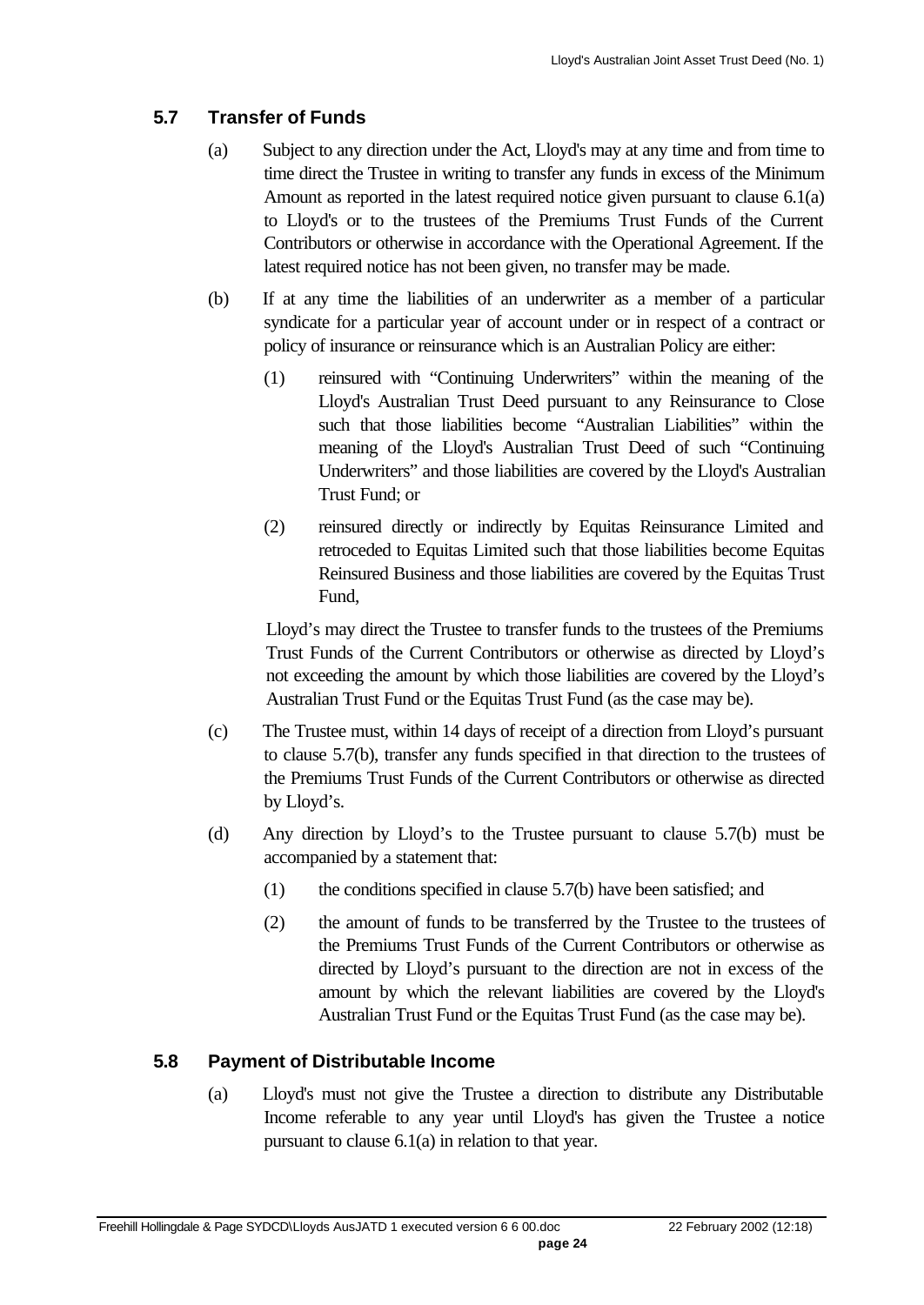### 5.7 Transfer of Funds

(a) Subject to any direction under the Act, Lloyd's may at any time and from time to time direct the Trustee in writing to transfer any funds in excess of the Minimum Amount as reported in the latest required notice given pursuant to clause 6.1(a) to Lloyd's or to the trustees of the Premiums Trust Funds of the Current Contributors or otherwise in accordance with the Operational Agreement. If the latest required notice has not been given, no transfer may be made.

(b) If at any time the liabilities of an underwriter as a member of a particular syndicate for a particular year of account under or in respect of a contract or policy of insurance or reinsurance which is an Australian Policy are either:

(1) reinsured with "Continuing Underwriters" within the meaning of the Lloyd's Australian Trust Deed pursuant to any Reinsurance to Close such that those liabilities become "Australian Liabilities" within the meaning of the Lloyd's Australian Trust Deed of such "Continuing Underwriters" and those liabilities are covered by the Lloyd's Australian Trust Fund; or

(2) reinsured directly or indirectly by Equitas Reinsurance Limited and retroceded to Equitas Limited such that those liabilities become Equitas Reinsured Business and those liabilities are covered by the Equitas Trust Fund,

Lloyd's may direct the Trustee to transfer funds to the trustees of the Premiums Trust Funds of the Current Contributors or otherwise as directed by Lloyd's not exceeding the amount by which those liabilities are covered by the Lloyd's Australian Trust Fund or the Equitas Trust Fund (as the case may be).

(c) The Trustee must, within 14 days of receipt of a direction from Lloyd's pursuant to clause 5.7(b), transfer any funds specified in that direction to the trustees of the Premiums Trust Funds of the Current Contributors or otherwise as directed by Lloyd's.

(d) Any direction by Lloyd's to the Trustee pursuant to clause 5.7(b) must be accompanied by a statement that:

(1) the conditions specified in clause 5.7(b) have been satisfied; and

(2) the amount of funds to be transferred by the Trustee to the trustees of the Premiums Trust Funds of the Current Contributors or otherwise as directed by Lloyd's pursuant to the direction are not in excess of the amount by which the relevant liabilities are covered by the Lloyd's Australian Trust Fund or the Equitas Trust Fund (as the case may be).

### 5.8 Payment of Distributable Income

(a) Lloyd's must not give the Trustee a direction to distribute any Distributable Income referable to any year until Lloyd's has given the Trustee a notice pursuant to clause 6.1(a) in relation to that year.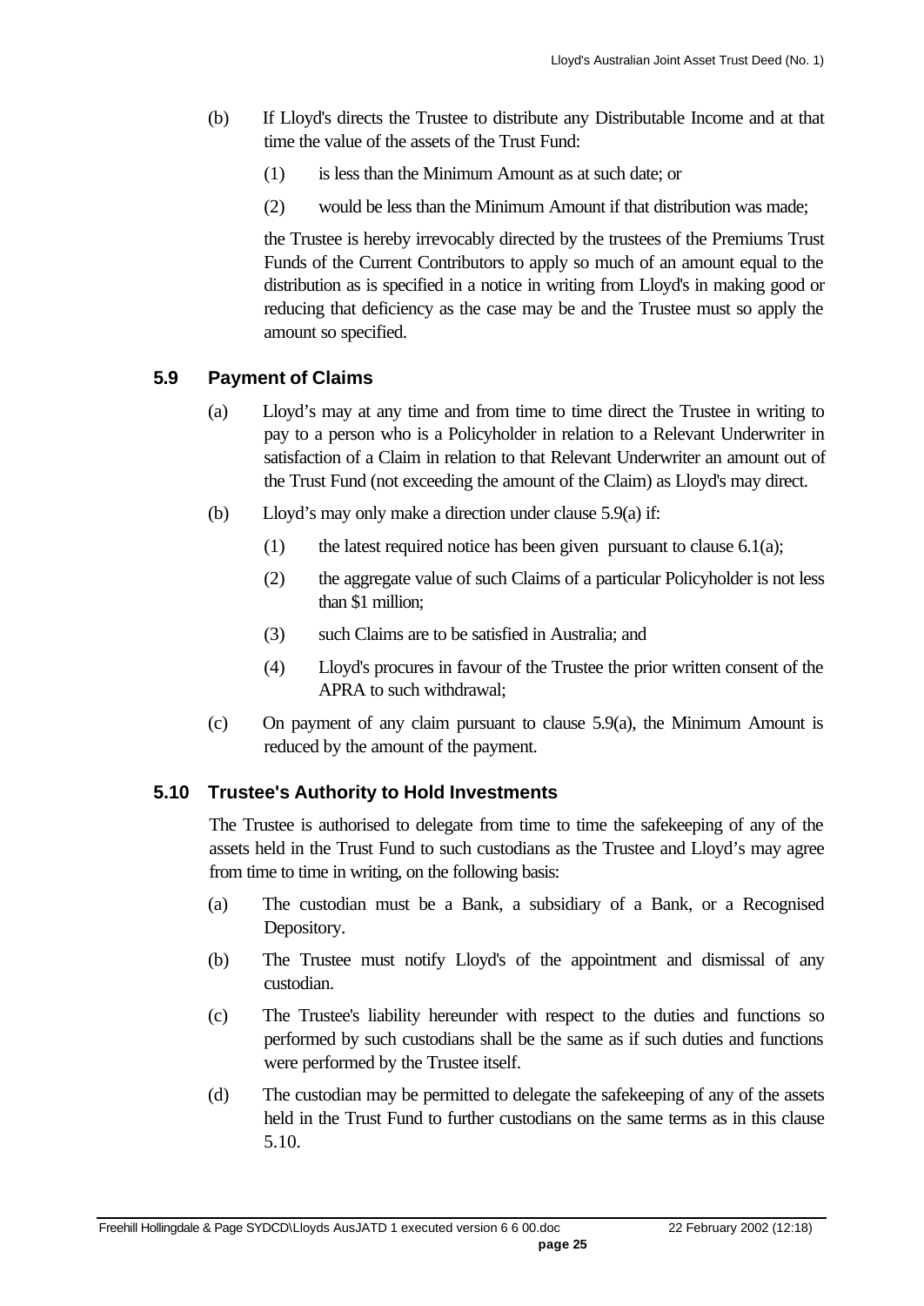(b) If Lloyd's directs the Trustee to distribute any Distributable Income and at that time the value of the assets of the Trust Fund:

   (1) is less than the Minimum Amount as at such date; or

   (2) would be less than the Minimum Amount if that distribution was made;

   the Trustee is hereby irrevocably directed by the trustees of the Premiums Trust Funds of the Current Contributors to apply so much of an amount equal to the distribution as is specified in a notice in writing from Lloyd's in making good or reducing that deficiency as the case may be and the Trustee must so apply the amount so specified.

## 5.9 Payment of Claims

(a) Lloyd’s may at any time and from time to time direct the Trustee in writing to pay to a person who is a Policyholder in relation to a Relevant Underwriter in satisfaction of a Claim in relation to that Relevant Underwriter an amount out of the Trust Fund (not exceeding the amount of the Claim) as Lloyd's may direct.

(b) Lloyd’s may only make a direction under clause 5.9(a) if:

   (1) the latest required notice has been given pursuant to clause 6.1(a);

   (2) the aggregate value of such Claims of a particular Policyholder is not less than $1 million;

   (3) such Claims are to be satisfied in Australia; and

   (4) Lloyd's procures in favour of the Trustee the prior written consent of the APRA to such withdrawal;

(c) On payment of any claim pursuant to clause 5.9(a), the Minimum Amount is reduced by the amount of the payment.

## 5.10 Trustee's Authority to Hold Investments

The Trustee is authorised to delegate from time to time the safekeeping of any of the assets held in the Trust Fund to such custodians as the Trustee and Lloyd’s may agree from time to time in writing, on the following basis:

(a) The custodian must be a Bank, a subsidiary of a Bank, or a Recognised Depository.

(b) The Trustee must notify Lloyd's of the appointment and dismissal of any custodian.

(c) The Trustee's liability hereunder with respect to the duties and functions so performed by such custodians shall be the same as if such duties and functions were performed by the Trustee itself.

(d) The custodian may be permitted to delegate the safekeeping of any of the assets held in the Trust Fund to further custodians on the same terms as in this clause 5.10.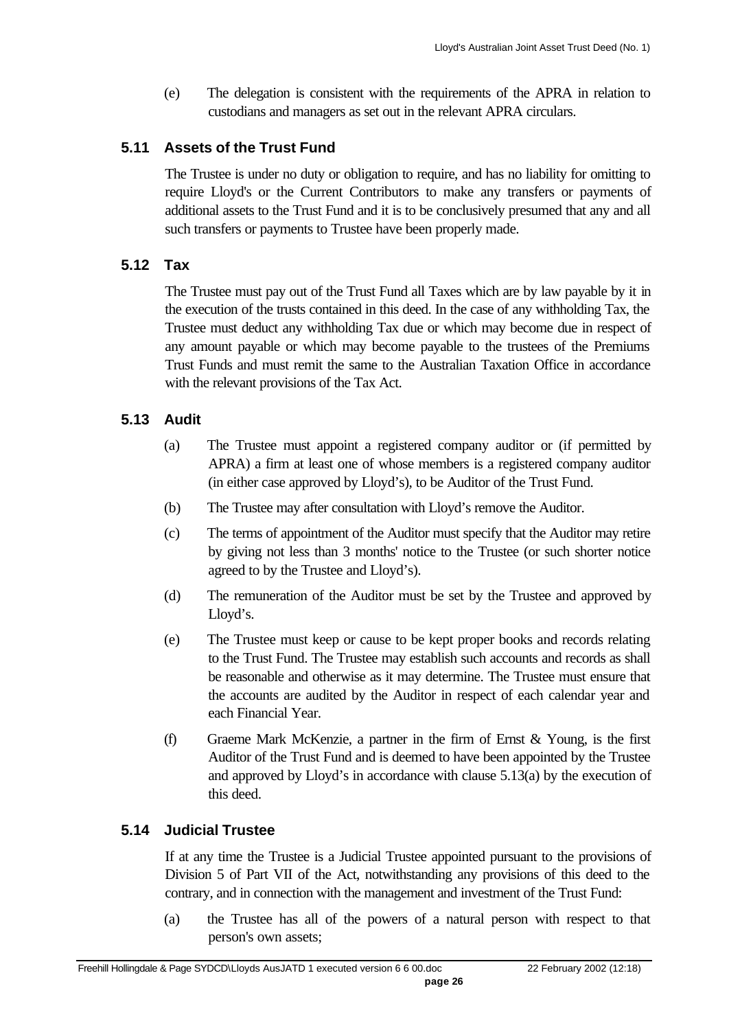(e) The delegation is consistent with the requirements of the APRA in relation to custodians and managers as set out in the relevant APRA circulars.

## 5.11 Assets of the Trust Fund

The Trustee is under no duty or obligation to require, and has no liability for omitting to require Lloyd's or the Current Contributors to make any transfers or payments of additional assets to the Trust Fund and it is to be conclusively presumed that any and all such transfers or payments to Trustee have been properly made.

## 5.12 Tax

The Trustee must pay out of the Trust Fund all Taxes which are by law payable by it in the execution of the trusts contained in this deed. In the case of any withholding Tax, the Trustee must deduct any withholding Tax due or which may become due in respect of any amount payable or which may become payable to the trustees of the Premiums Trust Funds and must remit the same to the Australian Taxation Office in accordance with the relevant provisions of the Tax Act.

## 5.13 Audit

(a) The Trustee must appoint a registered company auditor or (if permitted by APRA) a firm at least one of whose members is a registered company auditor (in either case approved by Lloyd's), to be Auditor of the Trust Fund.

(b) The Trustee may after consultation with Lloyd's remove the Auditor.

(c) The terms of appointment of the Auditor must specify that the Auditor may retire by giving not less than 3 months' notice to the Trustee (or such shorter notice agreed to by the Trustee and Lloyd's).

(d) The remuneration of the Auditor must be set by the Trustee and approved by Lloyd's.

(e) The Trustee must keep or cause to be kept proper books and records relating to the Trust Fund. The Trustee may establish such accounts and records as shall be reasonable and otherwise as it may determine. The Trustee must ensure that the accounts are audited by the Auditor in respect of each calendar year and each Financial Year.

(f) Graeme Mark McKenzie, a partner in the firm of Ernst & Young, is the first Auditor of the Trust Fund and is deemed to have been appointed by the Trustee and approved by Lloyd's in accordance with clause 5.13(a) by the execution of this deed.

## 5.14 Judicial Trustee

If at any time the Trustee is a Judicial Trustee appointed pursuant to the provisions of Division 5 of Part VII of the Act, notwithstanding any provisions of this deed to the contrary, and in connection with the management and investment of the Trust Fund:

(a) the Trustee has all of the powers of a natural person with respect to that person's own assets;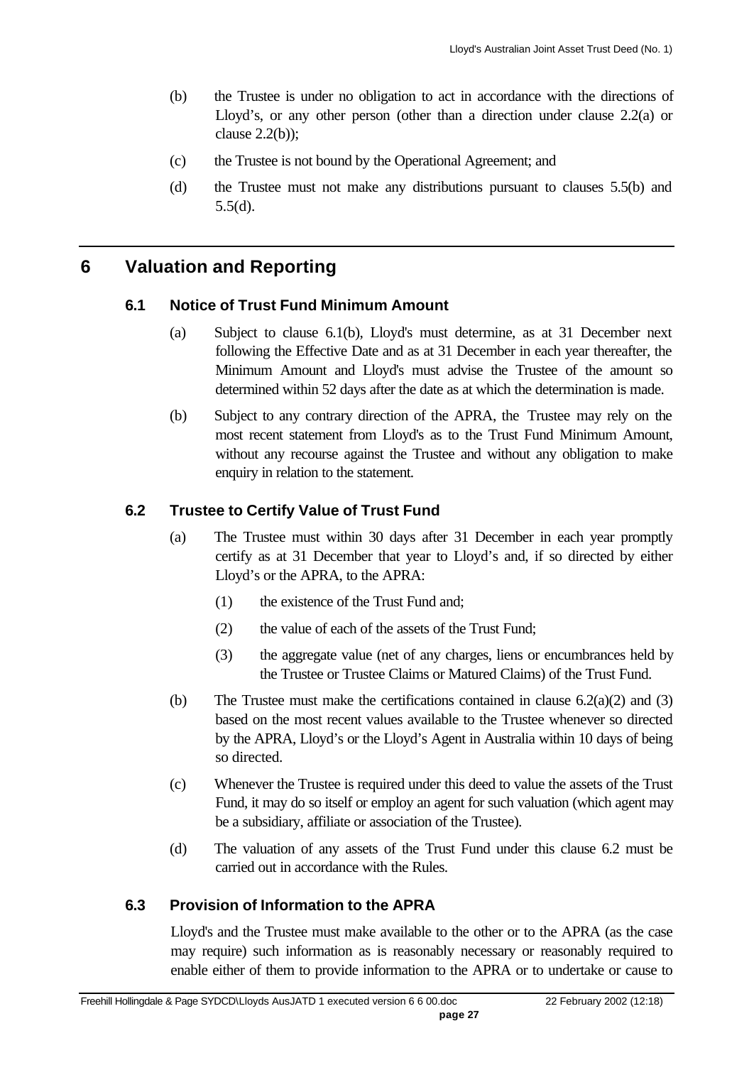(b) the Trustee is under no obligation to act in accordance with the directions of Lloyd's, or any other person (other than a direction under clause 2.2(a) or clause 2.2(b));

(c) the Trustee is not bound by the Operational Agreement; and

(d) the Trustee must not make any distributions pursuant to clauses 5.5(b) and 5.5(d).

# 6 Valuation and Reporting

## 6.1 Notice of Trust Fund Minimum Amount

(a) Subject to clause 6.1(b), Lloyd's must determine, as at 31 December next following the Effective Date and as at 31 December in each year thereafter, the Minimum Amount and Lloyd's must advise the Trustee of the amount so determined within 52 days after the date as at which the determination is made.

(b) Subject to any contrary direction of the APRA, the Trustee may rely on the most recent statement from Lloyd's as to the Trust Fund Minimum Amount, without any recourse against the Trustee and without any obligation to make enquiry in relation to the statement.

## 6.2 Trustee to Certify Value of Trust Fund

(a) The Trustee must within 30 days after 31 December in each year promptly certify as at 31 December that year to Lloyd's and, if so directed by either Lloyd's or the APRA, to the APRA:

(1) the existence of the Trust Fund and;

(2) the value of each of the assets of the Trust Fund;

(3) the aggregate value (net of any charges, liens or encumbrances held by the Trustee or Trustee Claims or Matured Claims) of the Trust Fund.

(b) The Trustee must make the certifications contained in clause 6.2(a)(2) and (3) based on the most recent values available to the Trustee whenever so directed by the APRA, Lloyd's or the Lloyd's Agent in Australia within 10 days of being so directed.

(c) Whenever the Trustee is required under this deed to value the assets of the Trust Fund, it may do so itself or employ an agent for such valuation (which agent may be a subsidiary, affiliate or association of the Trustee).

(d) The valuation of any assets of the Trust Fund under this clause 6.2 must be carried out in accordance with the Rules.

## 6.3 Provision of Information to the APRA

Lloyd's and the Trustee must make available to the other or to the APRA (as the case may require) such information as is reasonably necessary or reasonably required to enable either of them to provide information to the APRA or to undertake or cause to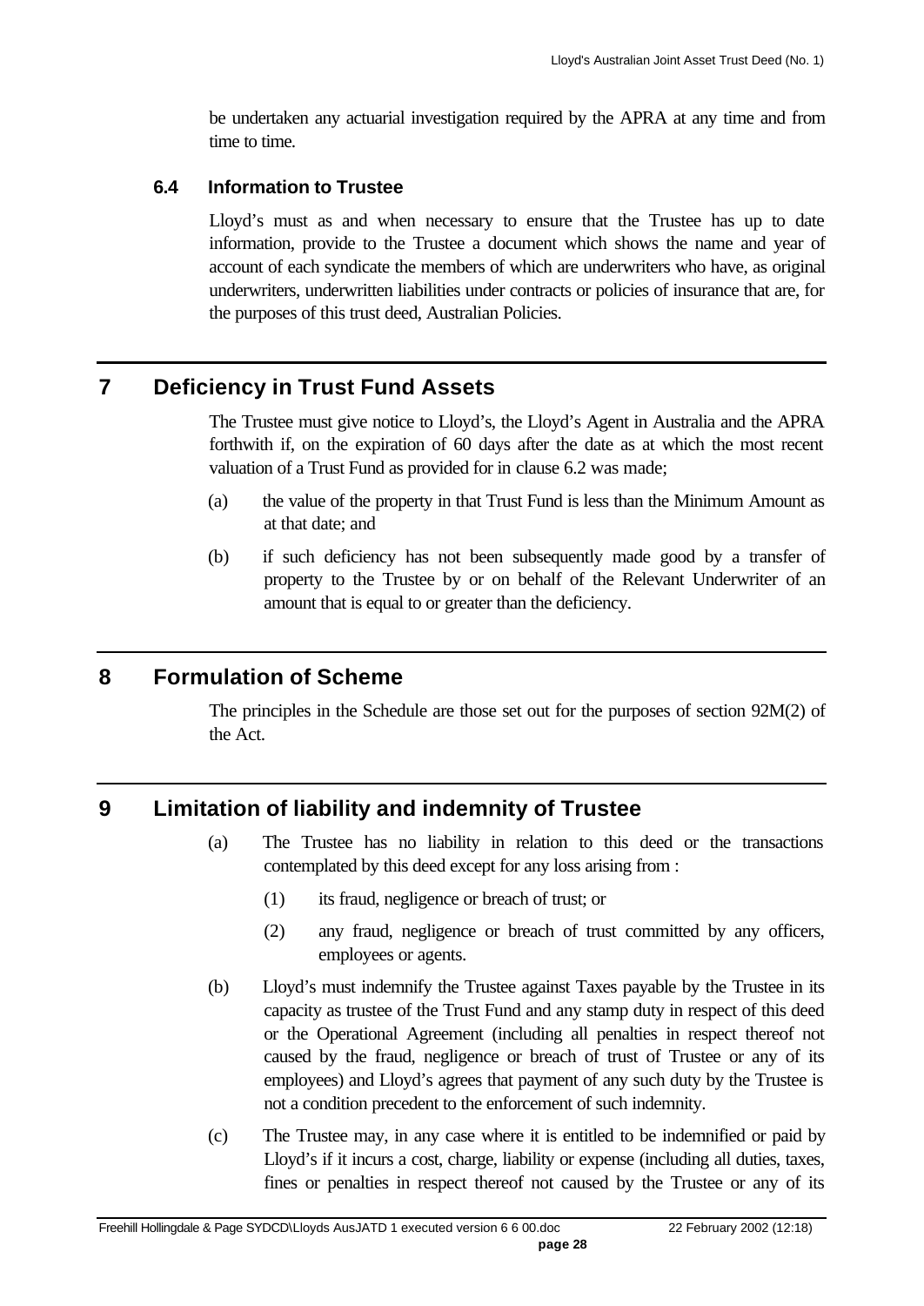be undertaken any actuarial investigation required by the APRA at any time and from time to time.

### 6.4 Information to Trustee

Lloyd's must as and when necessary to ensure that the Trustee has up to date information, provide to the Trustee a document which shows the name and year of account of each syndicate the members of which are underwriters who have, as original underwriters, underwritten liabilities under contracts or policies of insurance that are, for the purposes of this trust deed, Australian Policies.

## 7 Deficiency in Trust Fund Assets

The Trustee must give notice to Lloyd's, the Lloyd's Agent in Australia and the APRA forthwith if, on the expiration of 60 days after the date as at which the most recent valuation of a Trust Fund as provided for in clause 6.2 was made;

(a) the value of the property in that Trust Fund is less than the Minimum Amount as at that date; and

(b) if such deficiency has not been subsequently made good by a transfer of property to the Trustee by or on behalf of the Relevant Underwriter of an amount that is equal to or greater than the deficiency.

## 8 Formulation of Scheme

The principles in the Schedule are those set out for the purposes of section 92M(2) of the Act.

## 9 Limitation of liability and indemnity of Trustee

(a) The Trustee has no liability in relation to this deed or the transactions contemplated by this deed except for any loss arising from :

(1) its fraud, negligence or breach of trust; or

(2) any fraud, negligence or breach of trust committed by any officers, employees or agents.

(b) Lloyd's must indemnify the Trustee against Taxes payable by the Trustee in its capacity as trustee of the Trust Fund and any stamp duty in respect of this deed or the Operational Agreement (including all penalties in respect thereof not caused by the fraud, negligence or breach of trust of Trustee or any of its employees) and Lloyd's agrees that payment of any such duty by the Trustee is not a condition precedent to the enforcement of such indemnity.

(c) The Trustee may, in any case where it is entitled to be indemnified or paid by Lloyd's if it incurs a cost, charge, liability or expense (including all duties, taxes, fines or penalties in respect thereof not caused by the Trustee or any of its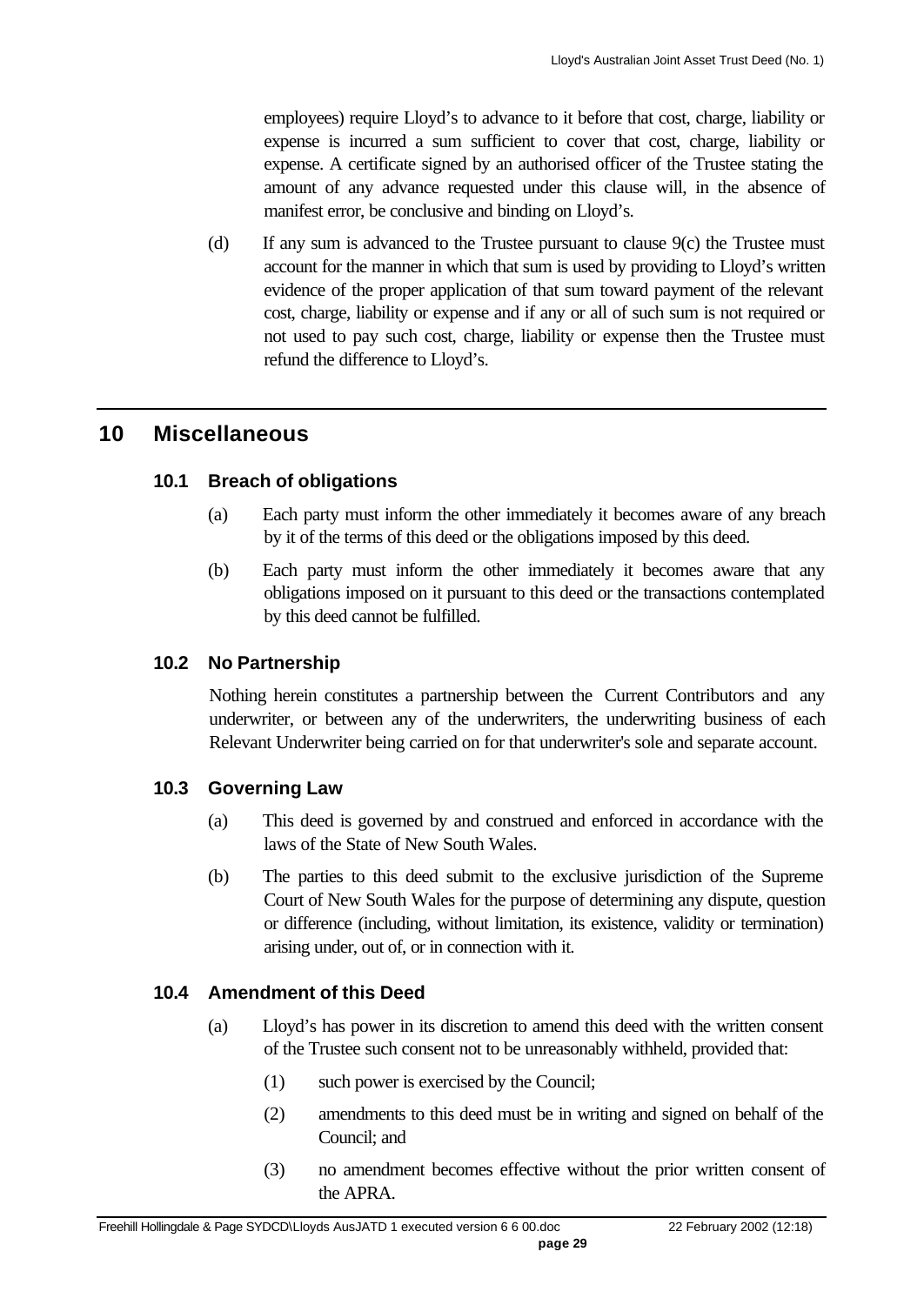employees) require Lloyd's to advance to it before that cost, charge, liability or expense is incurred a sum sufficient to cover that cost, charge, liability or expense. A certificate signed by an authorised officer of the Trustee stating the amount of any advance requested under this clause will, in the absence of manifest error, be conclusive and binding on Lloyd's.

(d) If any sum is advanced to the Trustee pursuant to clause 9(c) the Trustee must account for the manner in which that sum is used by providing to Lloyd's written evidence of the proper application of that sum toward payment of the relevant cost, charge, liability or expense and if any or all of such sum is not required or not used to pay such cost, charge, liability or expense then the Trustee must refund the difference to Lloyd's.

## 10 Miscellaneous

### 10.1 Breach of obligations

(a) Each party must inform the other immediately it becomes aware of any breach by it of the terms of this deed or the obligations imposed by this deed.

(b) Each party must inform the other immediately it becomes aware that any obligations imposed on it pursuant to this deed or the transactions contemplated by this deed cannot be fulfilled.

### 10.2 No Partnership

Nothing herein constitutes a partnership between the Current Contributors and any underwriter, or between any of the underwriters, the underwriting business of each Relevant Underwriter being carried on for that underwriter's sole and separate account.

### 10.3 Governing Law

(a) This deed is governed by and construed and enforced in accordance with the laws of the State of New South Wales.

(b) The parties to this deed submit to the exclusive jurisdiction of the Supreme Court of New South Wales for the purpose of determining any dispute, question or difference (including, without limitation, its existence, validity or termination) arising under, out of, or in connection with it.

### 10.4 Amendment of this Deed

(a) Lloyd's has power in its discretion to amend this deed with the written consent of the Trustee such consent not to be unreasonably withheld, provided that:

(1) such power is exercised by the Council;

(2) amendments to this deed must be in writing and signed on behalf of the Council; and

(3) no amendment becomes effective without the prior written consent of the APRA.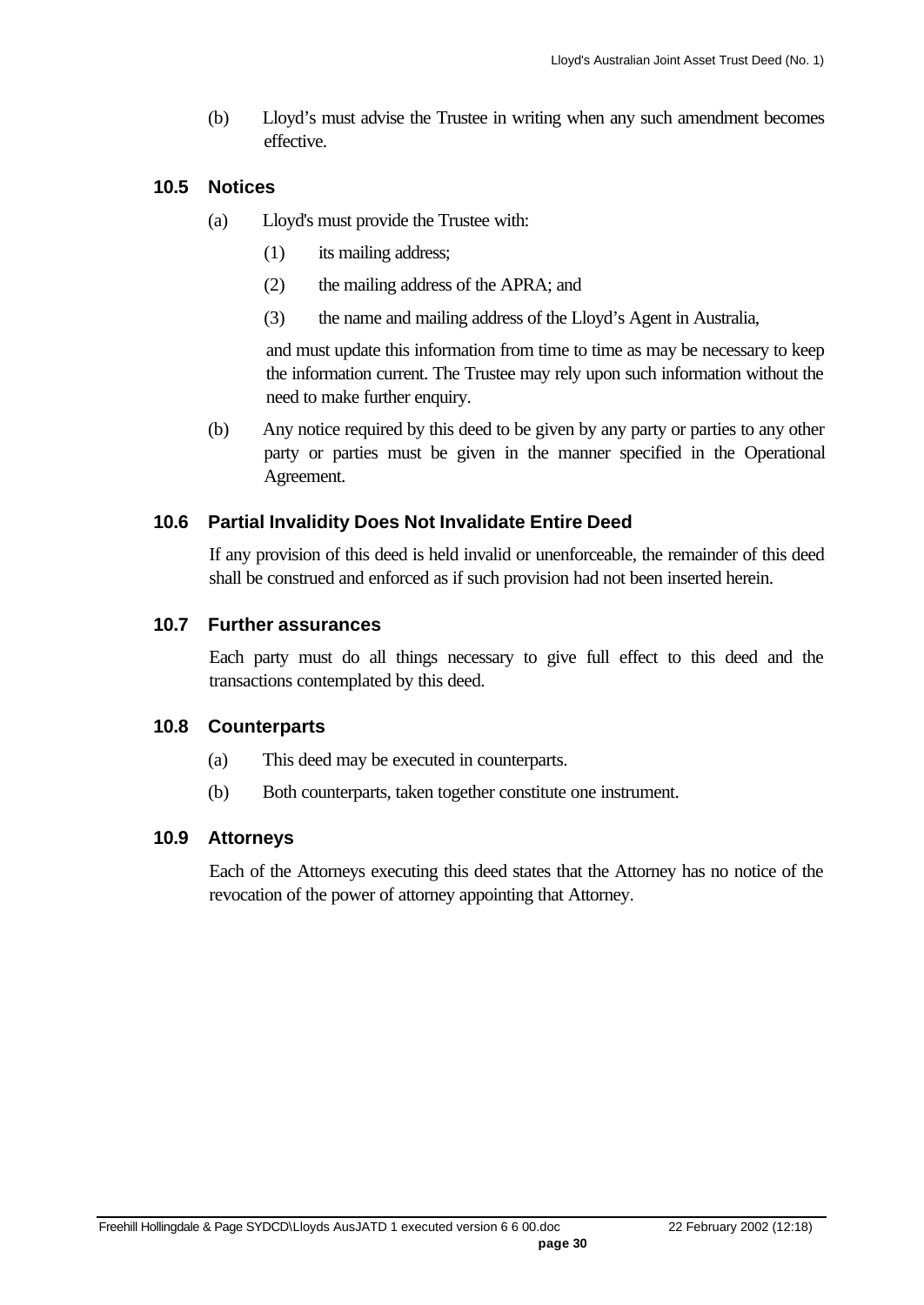(b) Lloyd's must advise the Trustee in writing when any such amendment becomes effective.

### 10.5 Notices

(a) Lloyd's must provide the Trustee with:

(1) its mailing address;

(2) the mailing address of the APRA; and

(3) the name and mailing address of the Lloyd's Agent in Australia,

and must update this information from time to time as may be necessary to keep the information current. The Trustee may rely upon such information without the need to make further enquiry.

(b) Any notice required by this deed to be given by any party or parties to any other party or parties must be given in the manner specified in the Operational Agreement.

### 10.6 Partial Invalidity Does Not Invalidate Entire Deed

If any provision of this deed is held invalid or unenforceable, the remainder of this deed shall be construed and enforced as if such provision had not been inserted herein.

### 10.7 Further assurances

Each party must do all things necessary to give full effect to this deed and the transactions contemplated by this deed.

### 10.8 Counterparts

(a) This deed may be executed in counterparts.

(b) Both counterparts, taken together constitute one instrument.

### 10.9 Attorneys

Each of the Attorneys executing this deed states that the Attorney has no notice of the revocation of the power of attorney appointing that Attorney.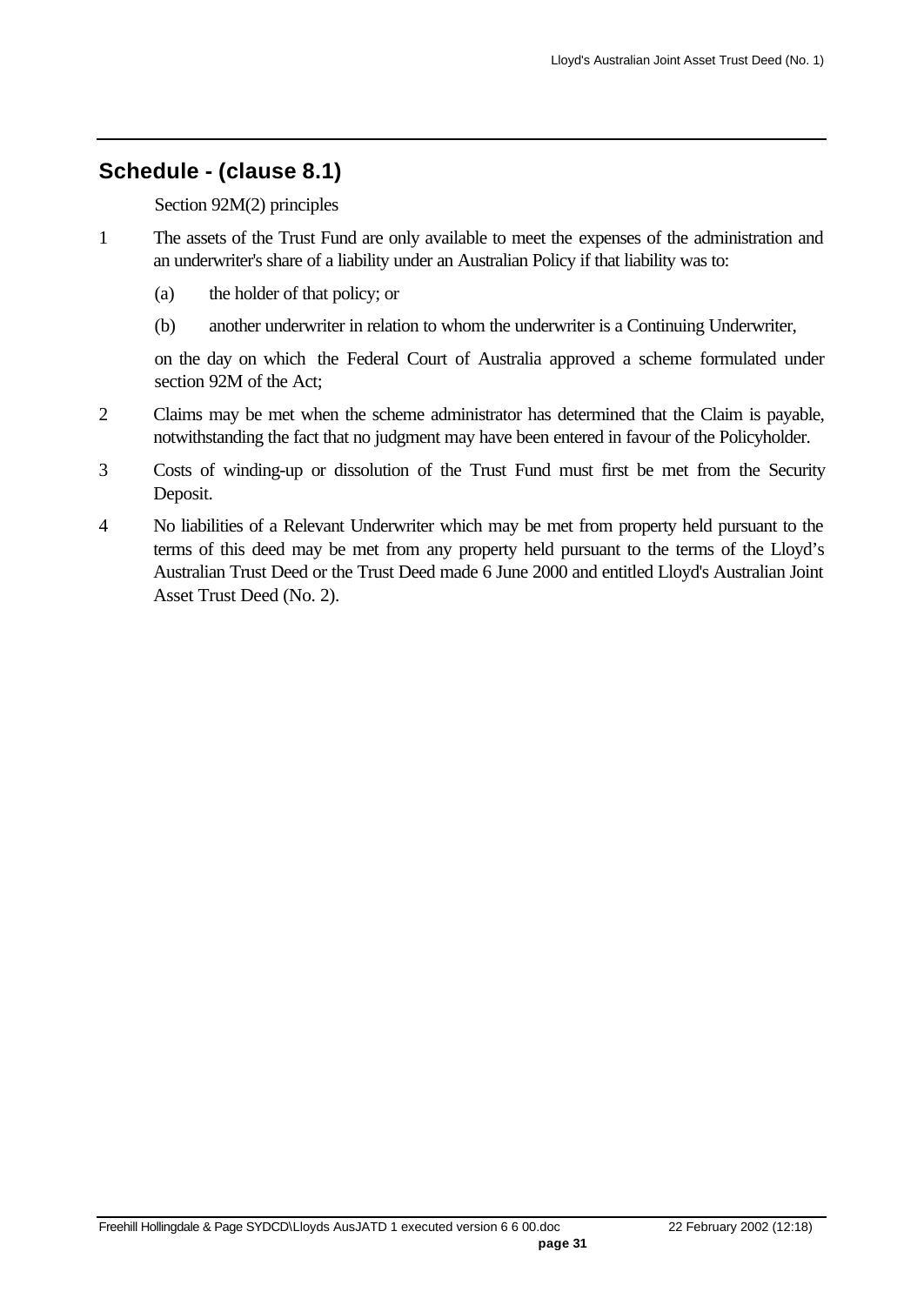## Schedule - (clause 8.1)

Section 92M(2) principles

1. The assets of the Trust Fund are only available to meet the expenses of the administration and an underwriter's share of a liability under an Australian Policy if that liability was to:

   (a) the holder of that policy; or

   (b) another underwriter in relation to whom the underwriter is a Continuing Underwriter,

   on the day on which the Federal Court of Australia approved a scheme formulated under section 92M of the Act;

2. Claims may be met when the scheme administrator has determined that the Claim is payable, notwithstanding the fact that no judgment may have been entered in favour of the Policyholder.

3. Costs of winding-up or dissolution of the Trust Fund must first be met from the Security Deposit.

4. No liabilities of a Relevant Underwriter which may be met from property held pursuant to the terms of this deed may be met from any property held pursuant to the terms of the Lloyd's Australian Trust Deed or the Trust Deed made 6 June 2000 and entitled Lloyd's Australian Joint Asset Trust Deed (No. 2).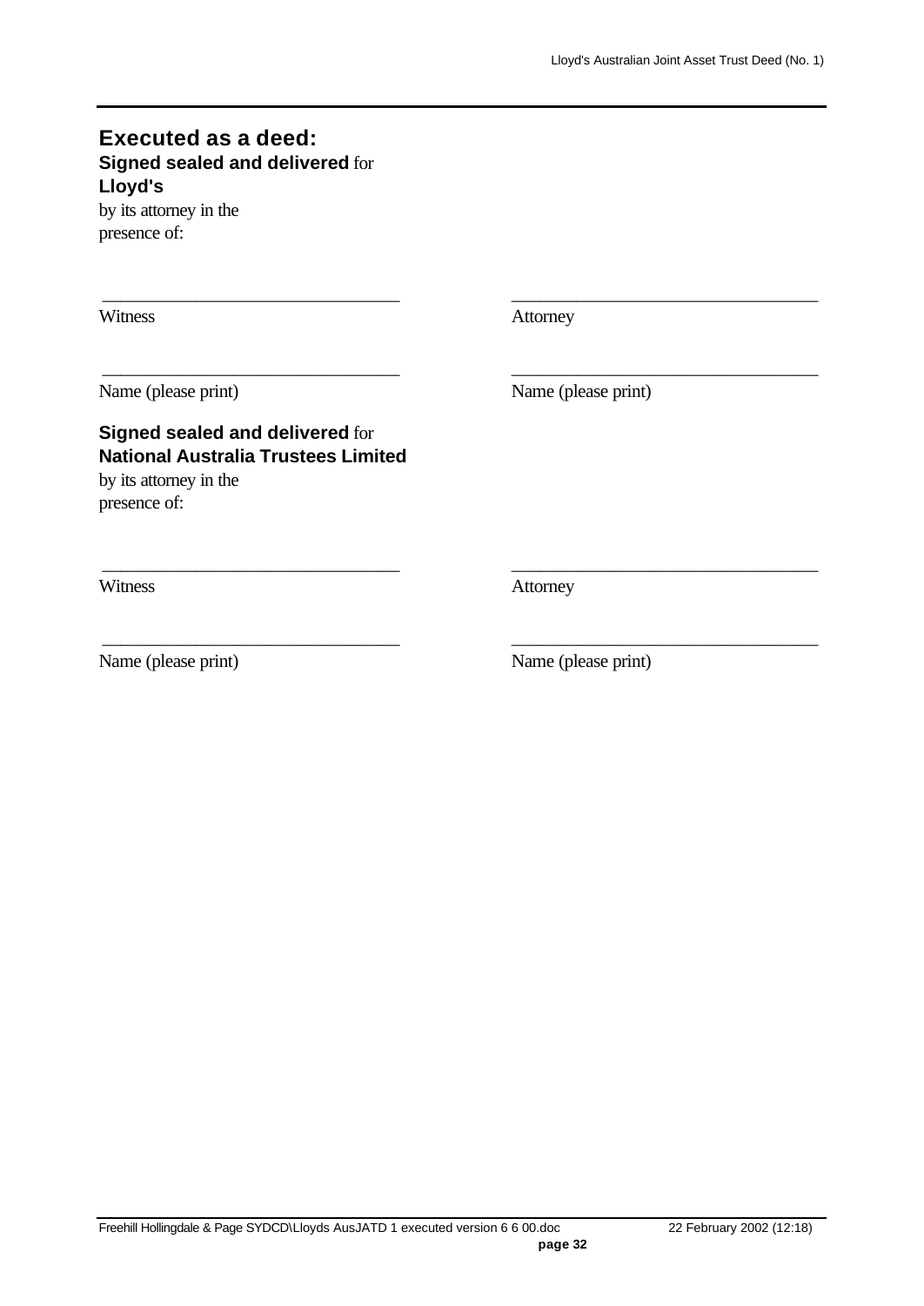## Executed as a deed:

**Signed sealed and delivered** for
**Lloyd's**
by its attorney in the
presence of:

| | |
|---|---|
| ______________________________ | ______________________________ |
| Witness | Attorney |
| ______________________________ | ______________________________ |
| Name (please print) | Name (please print) |

**Signed sealed and delivered** for
**National Australia Trustees Limited**
by its attorney in the
presence of:

| | |
|---|---|
| ______________________________ | ______________________________ |
| Witness | Attorney |
| ______________________________ | ______________________________ |
| Name (please print) | Name (please print) |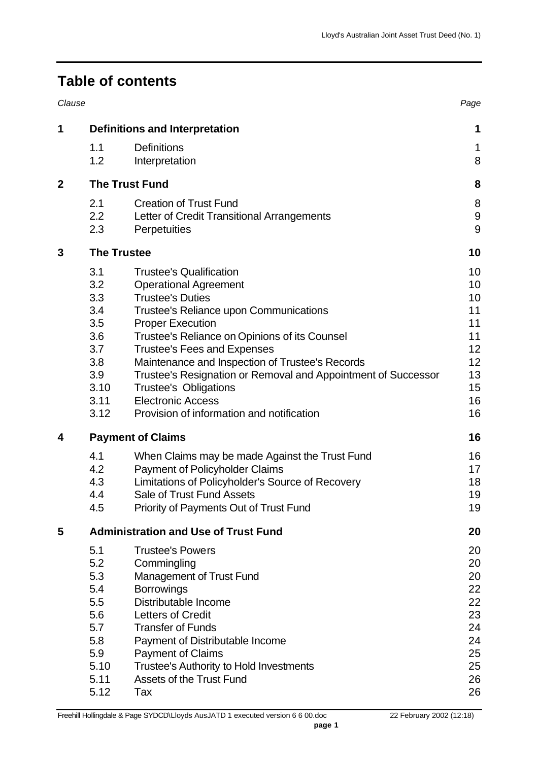# Table of contents

| Clause | | | Page |
|---|---|---|---|
| **1** | **Definitions and Interpretation** | | **1** |
| | 1.1 | Definitions | 1 |
| | 1.2 | Interpretation | 8 |
| **2** | **The Trust Fund** | | **8** |
| | 2.1 | Creation of Trust Fund | 8 |
| | 2.2 | Letter of Credit Transitional Arrangements | 9 |
| | 2.3 | Perpetuities | 9 |
| **3** | **The Trustee** | | **10** |
| | 3.1 | Trustee's Qualification | 10 |
| | 3.2 | Operational Agreement | 10 |
| | 3.3 | Trustee's Duties | 10 |
| | 3.4 | Trustee's Reliance upon Communications | 11 |
| | 3.5 | Proper Execution | 11 |
| | 3.6 | Trustee's Reliance on Opinions of its Counsel | 11 |
| | 3.7 | Trustee's Fees and Expenses | 12 |
| | 3.8 | Maintenance and Inspection of Trustee's Records | 12 |
| | 3.9 | Trustee's Resignation or Removal and Appointment of Successor | 13 |
| | 3.10 | Trustee's Obligations | 15 |
| | 3.11 | Electronic Access | 16 |
| | 3.12 | Provision of information and notification | 16 |
| **4** | **Payment of Claims** | | **16** |
| | 4.1 | When Claims may be made Against the Trust Fund | 16 |
| | 4.2 | Payment of Policyholder Claims | 17 |
| | 4.3 | Limitations of Policyholder's Source of Recovery | 18 |
| | 4.4 | Sale of Trust Fund Assets | 19 |
| | 4.5 | Priority of Payments Out of Trust Fund | 19 |
| **5** | **Administration and Use of Trust Fund** | | **20** |
| | 5.1 | Trustee's Powers | 20 |
| | 5.2 | Commingling | 20 |
| | 5.3 | Management of Trust Fund | 20 |
| | 5.4 | Borrowings | 22 |
| | 5.5 | Distributable Income | 22 |
| | 5.6 | Letters of Credit | 23 |
| | 5.7 | Transfer of Funds | 24 |
| | 5.8 | Payment of Distributable Income | 24 |
| | 5.9 | Payment of Claims | 25 |
| | 5.10 | Trustee's Authority to Hold Investments | 25 |
| | 5.11 | Assets of the Trust Fund | 26 |
| | 5.12 | Tax | 26 |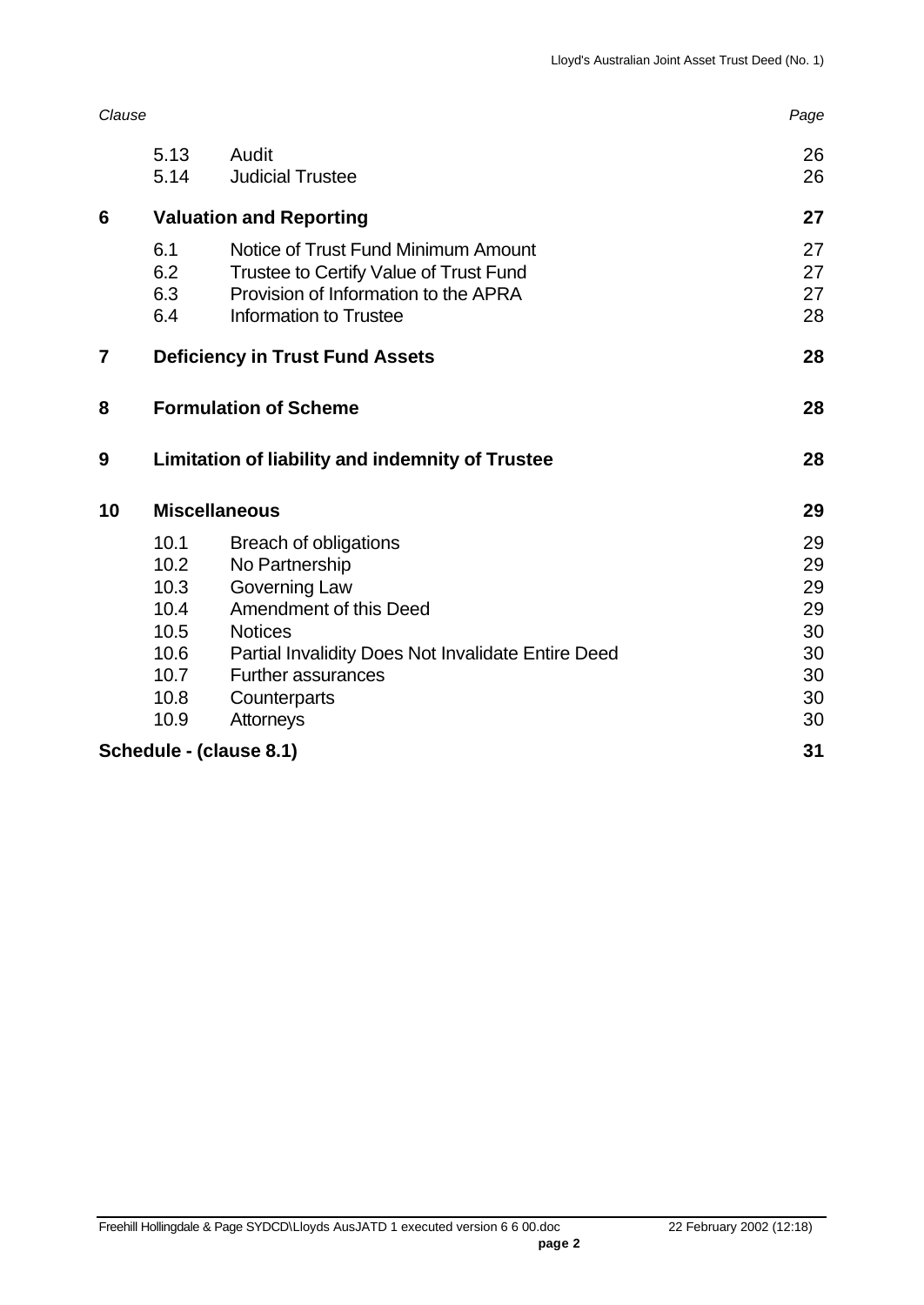| Clause | | | Page |
|---|---|---|---|
| | 5.13 | Audit | 26 |
| | 5.14 | Judicial Trustee | 26 |
| **6** | **Valuation and Reporting** | | **27** |
| | 6.1 | Notice of Trust Fund Minimum Amount | 27 |
| | 6.2 | Trustee to Certify Value of Trust Fund | 27 |
| | 6.3 | Provision of Information to the APRA | 27 |
| | 6.4 | Information to Trustee | 28 |
| **7** | **Deficiency in Trust Fund Assets** | | **28** |
| **8** | **Formulation of Scheme** | | **28** |
| **9** | **Limitation of liability and indemnity of Trustee** | | **28** |
| **10** | **Miscellaneous** | | **29** |
| | 10.1 | Breach of obligations | 29 |
| | 10.2 | No Partnership | 29 |
| | 10.3 | Governing Law | 29 |
| | 10.4 | Amendment of this Deed | 29 |
| | 10.5 | Notices | 30 |
| | 10.6 | Partial Invalidity Does Not Invalidate Entire Deed | 30 |
| | 10.7 | Further assurances | 30 |
| | 10.8 | Counterparts | 30 |
| | 10.9 | Attorneys | 30 |
| **Schedule - (clause 8.1)** | | | **31** |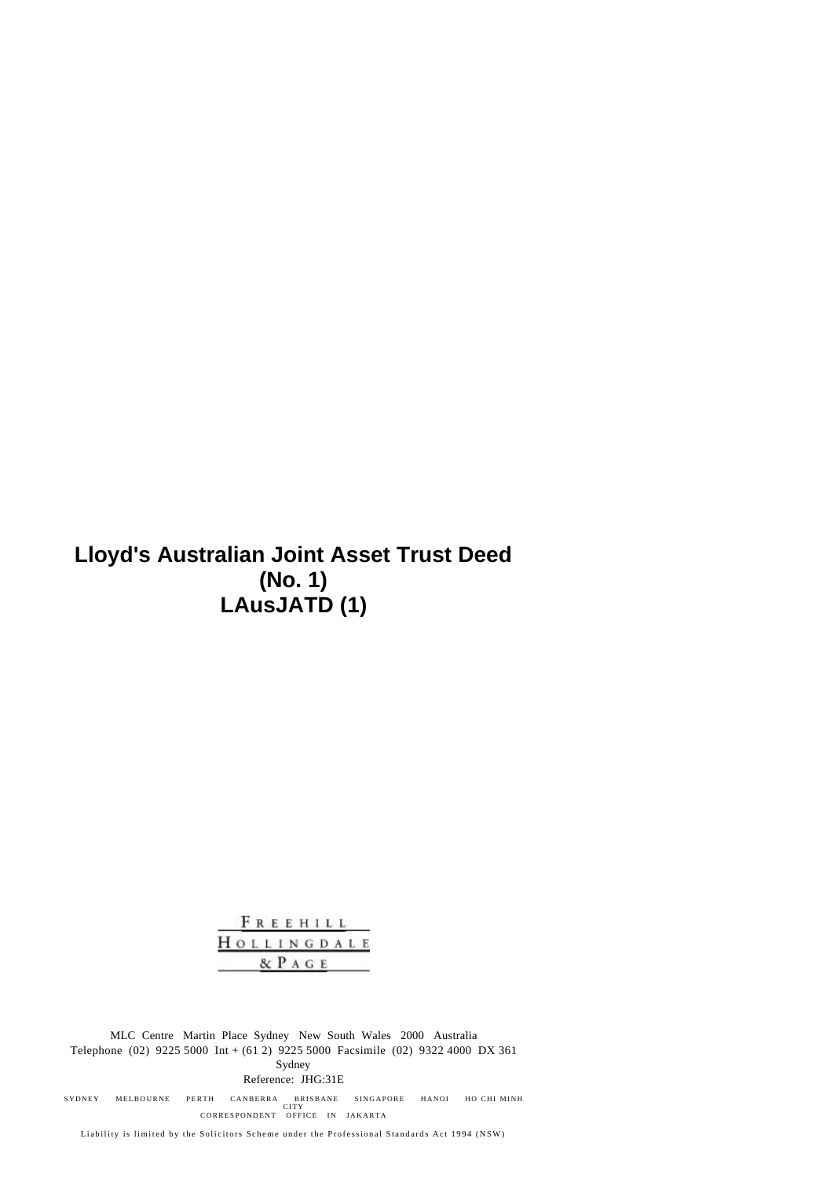# Lloyd's Australian Joint Asset Trust Deed (No. 1)

# LAusJATD (1)

FREEHILL

HOLLINGDALE

& PAGE

MLC Centre Martin Place Sydney New South Wales 2000 Australia
Telephone (02) 9225 5000 Int + (61 2) 9225 5000 Facsimile (02) 9322 4000 DX 361 Sydney
Reference: JHG:31E

SYDNEY MELBOURNE PERTH CANBERRA BRISBANE SINGAPORE HANOI HO CHI MINH CITY
CORRESPONDENT OFFICE IN JAKARTA

Liability is limited by the Solicitors Scheme under the Professional Standards Act 1994 (NSW)